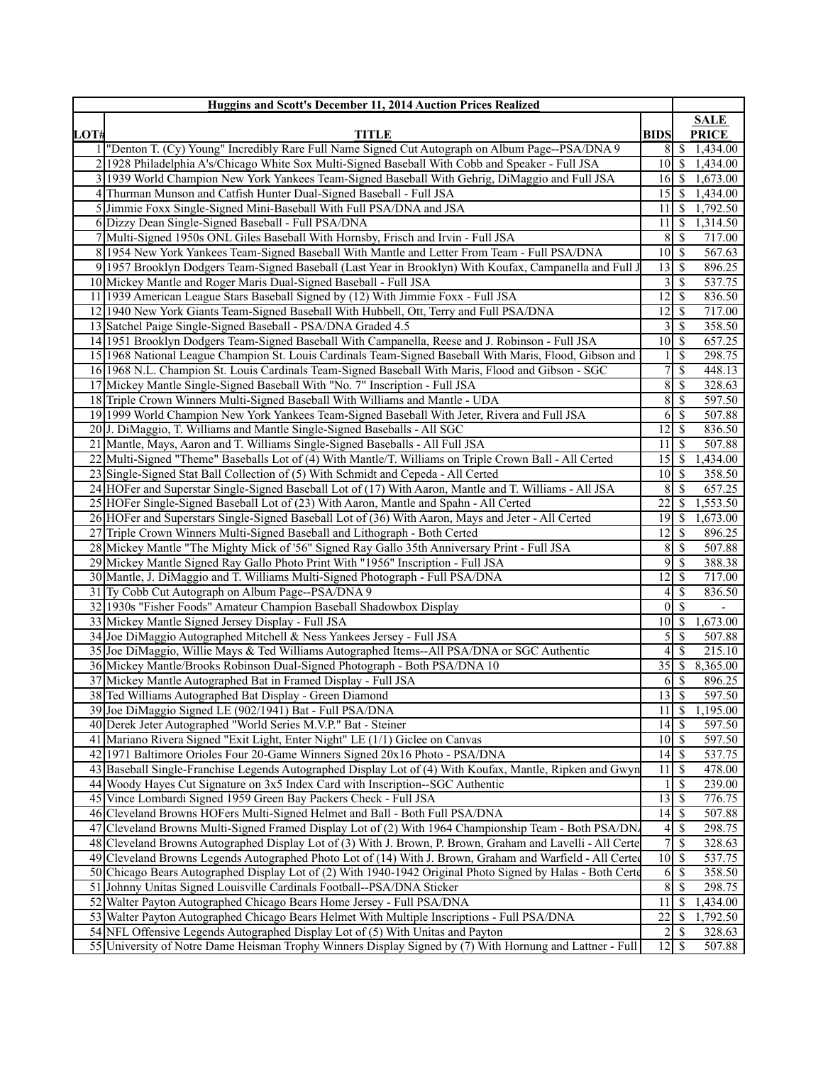| Huggins and Scott's December 11, 2014 Auction Prices Realized | | | |
|---|---|---|---|
| LOT# | TITLE | BIDS | SALE PRICE |
| 1 | "Denton T. (Cy) Young" Incredibly Rare Full Name Signed Cut Autograph on Album Page--PSA/DNA 9 | 8 | $ 1,434.00 |
| 2 | 1928 Philadelphia A's/Chicago White Sox Multi-Signed Baseball With Cobb and Speaker - Full JSA | 10 | $ 1,434.00 |
| 3 | 1939 World Champion New York Yankees Team-Signed Baseball With Gehrig, DiMaggio and Full JSA | 16 | $ 1,673.00 |
| 4 | Thurman Munson and Catfish Hunter Dual-Signed Baseball - Full JSA | 15 | $ 1,434.00 |
| 5 | Jimmie Foxx Single-Signed Mini-Baseball With Full PSA/DNA and JSA | 11 | $ 1,792.50 |
| 6 | Dizzy Dean Single-Signed Baseball - Full PSA/DNA | 11 | $ 1,314.50 |
| 7 | Multi-Signed 1950s ONL Giles Baseball With Hornsby, Frisch and Irvin - Full JSA | 8 | $ 717.00 |
| 8 | 1954 New York Yankees Team-Signed Baseball With Mantle and Letter From Team - Full PSA/DNA | 10 | $ 567.63 |
| 9 | 1957 Brooklyn Dodgers Team-Signed Baseball (Last Year in Brooklyn) With Koufax, Campanella and Full J | 13 | $ 896.25 |
| 10 | Mickey Mantle and Roger Maris Dual-Signed Baseball - Full JSA | 3 | $ 537.75 |
| 11 | 1939 American League Stars Baseball Signed by (12) With Jimmie Foxx - Full JSA | 12 | $ 836.50 |
| 12 | 1940 New York Giants Team-Signed Baseball With Hubbell, Ott, Terry and Full PSA/DNA | 12 | $ 717.00 |
| 13 | Satchel Paige Single-Signed Baseball - PSA/DNA Graded 4.5 | 3 | $ 358.50 |
| 14 | 1951 Brooklyn Dodgers Team-Signed Baseball With Campanella, Reese and J. Robinson - Full JSA | 10 | $ 657.25 |
| 15 | 1968 National League Champion St. Louis Cardinals Team-Signed Baseball With Maris, Flood, Gibson and | 1 | $ 298.75 |
| 16 | 1968 N.L. Champion St. Louis Cardinals Team-Signed Baseball With Maris, Flood and Gibson - SGC | 7 | $ 448.13 |
| 17 | Mickey Mantle Single-Signed Baseball With "No. 7" Inscription - Full JSA | 8 | $ 328.63 |
| 18 | Triple Crown Winners Multi-Signed Baseball With Williams and Mantle - UDA | 8 | $ 597.50 |
| 19 | 1999 World Champion New York Yankees Team-Signed Baseball With Jeter, Rivera and Full JSA | 6 | $ 507.88 |
| 20 | J. DiMaggio, T. Williams and Mantle Single-Signed Baseballs - All SGC | 12 | $ 836.50 |
| 21 | Mantle, Mays, Aaron and T. Williams Single-Signed Baseballs - All Full JSA | 11 | $ 507.88 |
| 22 | Multi-Signed "Theme" Baseballs Lot of (4) With Mantle/T. Williams on Triple Crown Ball - All Certed | 15 | $ 1,434.00 |
| 23 | Single-Signed Stat Ball Collection of (5) With Schmidt and Cepeda - All Certed | 10 | $ 358.50 |
| 24 | HOFer and Superstar Single-Signed Baseball Lot of (17) With Aaron, Mantle and T. Williams - All JSA | 8 | $ 657.25 |
| 25 | HOFer Single-Signed Baseball Lot of (23) With Aaron, Mantle and Spahn - All Certed | 22 | $ 1,553.50 |
| 26 | HOFer and Superstars Single-Signed Baseball Lot of (36) With Aaron, Mays and Jeter - All Certed | 19 | $ 1,673.00 |
| 27 | Triple Crown Winners Multi-Signed Baseball and Lithograph - Both Certed | 12 | $ 896.25 |
| 28 | Mickey Mantle "The Mighty Mick of '56" Signed Ray Gallo 35th Anniversary Print - Full JSA | 8 | $ 507.88 |
| 29 | Mickey Mantle Signed Ray Gallo Photo Print With "1956" Inscription - Full JSA | 9 | $ 388.38 |
| 30 | Mantle, J. DiMaggio and T. Williams Multi-Signed Photograph - Full PSA/DNA | 12 | $ 717.00 |
| 31 | Ty Cobb Cut Autograph on Album Page--PSA/DNA 9 | 4 | $ 836.50 |
| 32 | 1930s "Fisher Foods" Amateur Champion Baseball Shadowbox Display | 0 | $ - |
| 33 | Mickey Mantle Signed Jersey Display - Full JSA | 10 | $ 1,673.00 |
| 34 | Joe DiMaggio Autographed Mitchell & Ness Yankees Jersey - Full JSA | 5 | $ 507.88 |
| 35 | Joe DiMaggio, Willie Mays & Ted Williams Autographed Items--All PSA/DNA or SGC Authentic | 4 | $ 215.10 |
| 36 | Mickey Mantle/Brooks Robinson Dual-Signed Photograph - Both PSA/DNA 10 | 35 | $ 8,365.00 |
| 37 | Mickey Mantle Autographed Bat in Framed Display - Full JSA | 6 | $ 896.25 |
| 38 | Ted Williams Autographed Bat Display - Green Diamond | 13 | $ 597.50 |
| 39 | Joe DiMaggio Signed LE (902/1941) Bat - Full PSA/DNA | 11 | $ 1,195.00 |
| 40 | Derek Jeter Autographed "World Series M.V.P." Bat - Steiner | 14 | $ 597.50 |
| 41 | Mariano Rivera Signed "Exit Light, Enter Night" LE (1/1) Giclee on Canvas | 10 | $ 597.50 |
| 42 | 1971 Baltimore Orioles Four 20-Game Winners Signed 20x16 Photo - PSA/DNA | 14 | $ 537.75 |
| 43 | Baseball Single-Franchise Legends Autographed Display Lot of (4) With Koufax, Mantle, Ripken and Gwyn | 11 | $ 478.00 |
| 44 | Woody Hayes Cut Signature on 3x5 Index Card with Inscription--SGC Authentic | 1 | $ 239.00 |
| 45 | Vince Lombardi Signed 1959 Green Bay Packers Check - Full JSA | 13 | $ 776.75 |
| 46 | Cleveland Browns HOFers Multi-Signed Helmet and Ball - Both Full PSA/DNA | 14 | $ 507.88 |
| 47 | Cleveland Browns Multi-Signed Framed Display Lot of (2) With 1964 Championship Team - Both PSA/DN | 4 | $ 298.75 |
| 48 | Cleveland Browns Autographed Display Lot of (3) With J. Brown, P. Brown, Graham and Lavelli - All Certe | 7 | $ 328.63 |
| 49 | Cleveland Browns Legends Autographed Photo Lot of (14) With J. Brown, Graham and Warfield - All Certed | 10 | $ 537.75 |
| 50 | Chicago Bears Autographed Display Lot of (2) With 1940-1942 Original Photo Signed by Halas - Both Certe | 6 | $ 358.50 |
| 51 | Johnny Unitas Signed Louisville Cardinals Football--PSA/DNA Sticker | 8 | $ 298.75 |
| 52 | Walter Payton Autographed Chicago Bears Home Jersey - Full PSA/DNA | 11 | $ 1,434.00 |
| 53 | Walter Payton Autographed Chicago Bears Helmet With Multiple Inscriptions - Full PSA/DNA | 22 | $ 1,792.50 |
| 54 | NFL Offensive Legends Autographed Display Lot of (5) With Unitas and Payton | 2 | $ 328.63 |
| 55 | University of Notre Dame Heisman Trophy Winners Display Signed by (7) With Hornung and Lattner - Full | 12 | $ 507.88 |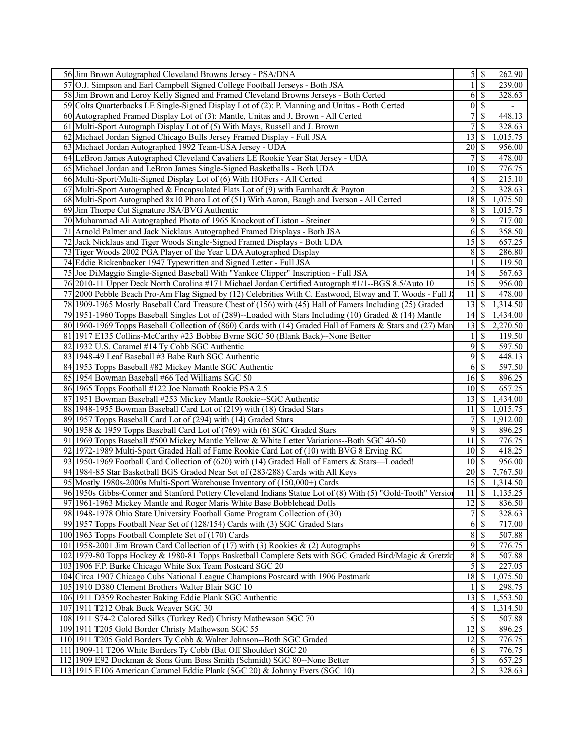| | | | | |
|---|---|---|---|---|
| 56 | Jim Brown Autographed Cleveland Browns Jersey - PSA/DNA | 5 | $ | 262.90 |
| 57 | O.J. Simpson and Earl Campbell Signed College Football Jerseys - Both JSA | 1 | $ | 239.00 |
| 58 | Jim Brown and Leroy Kelly Signed and Framed Cleveland Browns Jerseys - Both Certed | 6 | $ | 328.63 |
| 59 | Colts Quarterbacks LE Single-Signed Display Lot of (2): P. Manning and Unitas - Both Certed | 0 | $ | - |
| 60 | Autographed Framed Display Lot of (3): Mantle, Unitas and J. Brown - All Certed | 7 | $ | 448.13 |
| 61 | Multi-Sport Autograph Display Lot of (5) With Mays, Russell and J. Brown | 7 | $ | 328.63 |
| 62 | Michael Jordan Signed Chicago Bulls Jersey Framed Display - Full JSA | 13 | $ | 1,015.75 |
| 63 | Michael Jordan Autographed 1992 Team-USA Jersey - UDA | 20 | $ | 956.00 |
| 64 | LeBron James Autographed Cleveland Cavaliers LE Rookie Year Stat Jersey - UDA | 7 | $ | 478.00 |
| 65 | Michael Jordan and LeBron James Single-Signed Basketballs - Both UDA | 10 | $ | 776.75 |
| 66 | Multi-Sport/Multi-Signed Display Lot of (6) With HOFers - All Certed | 4 | $ | 215.10 |
| 67 | Multi-Sport Autographed & Encapsulated Flats Lot of (9) with Earnhardt & Payton | 2 | $ | 328.63 |
| 68 | Multi-Sport Autographed 8x10 Photo Lot of (51) With Aaron, Baugh and Iverson - All Certed | 18 | $ | 1,075.50 |
| 69 | Jim Thorpe Cut Signature JSA/BVG Authentic | 8 | $ | 1,015.75 |
| 70 | Muhammad Ali Autographed Photo of 1965 Knockout of Liston - Steiner | 9 | $ | 717.00 |
| 71 | Arnold Palmer and Jack Nicklaus Autographed Framed Displays - Both JSA | 6 | $ | 358.50 |
| 72 | Jack Nicklaus and Tiger Woods Single-Signed Framed Displays - Both UDA | 15 | $ | 657.25 |
| 73 | Tiger Woods 2002 PGA Player of the Year UDA Autographed Display | 8 | $ | 286.80 |
| 74 | Eddie Rickenbacker 1947 Typewritten and Signed Letter - Full JSA | 1 | $ | 119.50 |
| 75 | Joe DiMaggio Single-Signed Baseball With "Yankee Clipper" Inscription - Full JSA | 14 | $ | 567.63 |
| 76 | 2010-11 Upper Deck North Carolina #171 Michael Jordan Certified Autograph #1/1--BGS 8.5/Auto 10 | 15 | $ | 956.00 |
| 77 | 2000 Pebble Beach Pro-Am Flag Signed by (12) Celebrities With C. Eastwood, Elway and T. Woods - Full JS | 11 | $ | 478.00 |
| 78 | 1909-1965 Mostly Baseball Card Treasure Chest of (156) with (45) Hall of Famers Including (25) Graded | 13 | $ | 1,314.50 |
| 79 | 1951-1960 Topps Baseball Singles Lot of (289)--Loaded with Stars Including (10) Graded & (14) Mantle | 14 | $ | 1,434.00 |
| 80 | 1960-1969 Topps Baseball Collection of (860) Cards with (14) Graded Hall of Famers & Stars and (27) Man | 13 | $ | 2,270.50 |
| 81 | 1917 E135 Collins-McCarthy #23 Bobbie Byrne SGC 50 (Blank Back)--None Better | 1 | $ | 119.50 |
| 82 | 1932 U.S. Caramel #14 Ty Cobb SGC Authentic | 9 | $ | 597.50 |
| 83 | 1948-49 Leaf Baseball #3 Babe Ruth SGC Authentic | 9 | $ | 448.13 |
| 84 | 1953 Topps Baseball #82 Mickey Mantle SGC Authentic | 6 | $ | 597.50 |
| 85 | 1954 Bowman Baseball #66 Ted Williams SGC 50 | 16 | $ | 896.25 |
| 86 | 1965 Topps Football #122 Joe Namath Rookie PSA 2.5 | 10 | $ | 657.25 |
| 87 | 1951 Bowman Baseball #253 Mickey Mantle Rookie--SGC Authentic | 13 | $ | 1,434.00 |
| 88 | 1948-1955 Bowman Baseball Card Lot of (219) with (18) Graded Stars | 11 | $ | 1,015.75 |
| 89 | 1957 Topps Baseball Card Lot of (294) with (14) Graded Stars | 7 | $ | 1,912.00 |
| 90 | 1958 & 1959 Topps Baseball Card Lot of (769) with (6) SGC Graded Stars | 9 | $ | 896.25 |
| 91 | 1969 Topps Baseball #500 Mickey Mantle Yellow & White Letter Variations--Both SGC 40-50 | 11 | $ | 776.75 |
| 92 | 1972-1989 Multi-Sport Graded Hall of Fame Rookie Card Lot of (10) with BVG 8 Erving RC | 10 | $ | 418.25 |
| 93 | 1950-1969 Football Card Collection of (620) with (14) Graded Hall of Famers & Stars—Loaded! | 10 | $ | 956.00 |
| 94 | 1984-85 Star Basketball BGS Graded Near Set of (283/288) Cards with All Keys | 20 | $ | 7,767.50 |
| 95 | Mostly 1980s-2000s Multi-Sport Warehouse Inventory of (150,000+) Cards | 15 | $ | 1,314.50 |
| 96 | 1950s Gibbs-Conner and Stanford Pottery Cleveland Indians Statue Lot of (8) With (5) "Gold-Tooth" Versior | 11 | $ | 1,135.25 |
| 97 | 1961-1963 Mickey Mantle and Roger Maris White Base Bobblehead Dolls | 12 | $ | 836.50 |
| 98 | 1948-1978 Ohio State University Football Game Program Collection of (30) | 7 | $ | 328.63 |
| 99 | 1957 Topps Football Near Set of (128/154) Cards with (3) SGC Graded Stars | 6 | $ | 717.00 |
| 100 | 1963 Topps Football Complete Set of (170) Cards | 8 | $ | 507.88 |
| 101 | 1958-2001 Jim Brown Card Collection of (17) with (3) Rookies & (2) Autographs | 9 | $ | 776.75 |
| 102 | 1979-80 Topps Hockey & 1980-81 Topps Basketball Complete Sets with SGC Graded Bird/Magic & Gretzk | 8 | $ | 507.88 |
| 103 | 1906 F.P. Burke Chicago White Sox Team Postcard SGC 20 | 5 | $ | 227.05 |
| 104 | Circa 1907 Chicago Cubs National League Champions Postcard with 1906 Postmark | 18 | $ | 1,075.50 |
| 105 | 1910 D380 Clement Brothers Walter Blair SGC 10 | 1 | $ | 298.75 |
| 106 | 1911 D359 Rochester Baking Eddie Plank SGC Authentic | 13 | $ | 1,553.50 |
| 107 | 1911 T212 Obak Buck Weaver SGC 30 | 4 | $ | 1,314.50 |
| 108 | 1911 S74-2 Colored Silks (Turkey Red) Christy Mathewson SGC 70 | 5 | $ | 507.88 |
| 109 | 1911 T205 Gold Border Christy Mathewson SGC 55 | 12 | $ | 896.25 |
| 110 | 1911 T205 Gold Borders Ty Cobb & Walter Johnson--Both SGC Graded | 12 | $ | 776.75 |
| 111 | 1909-11 T206 White Borders Ty Cobb (Bat Off Shoulder) SGC 20 | 6 | $ | 776.75 |
| 112 | 1909 E92 Dockman & Sons Gum Boss Smith (Schmidt) SGC 80--None Better | 5 | $ | 657.25 |
| 113 | 1915 E106 American Caramel Eddie Plank (SGC 20) & Johnny Evers (SGC 10) | 2 | $ | 328.63 |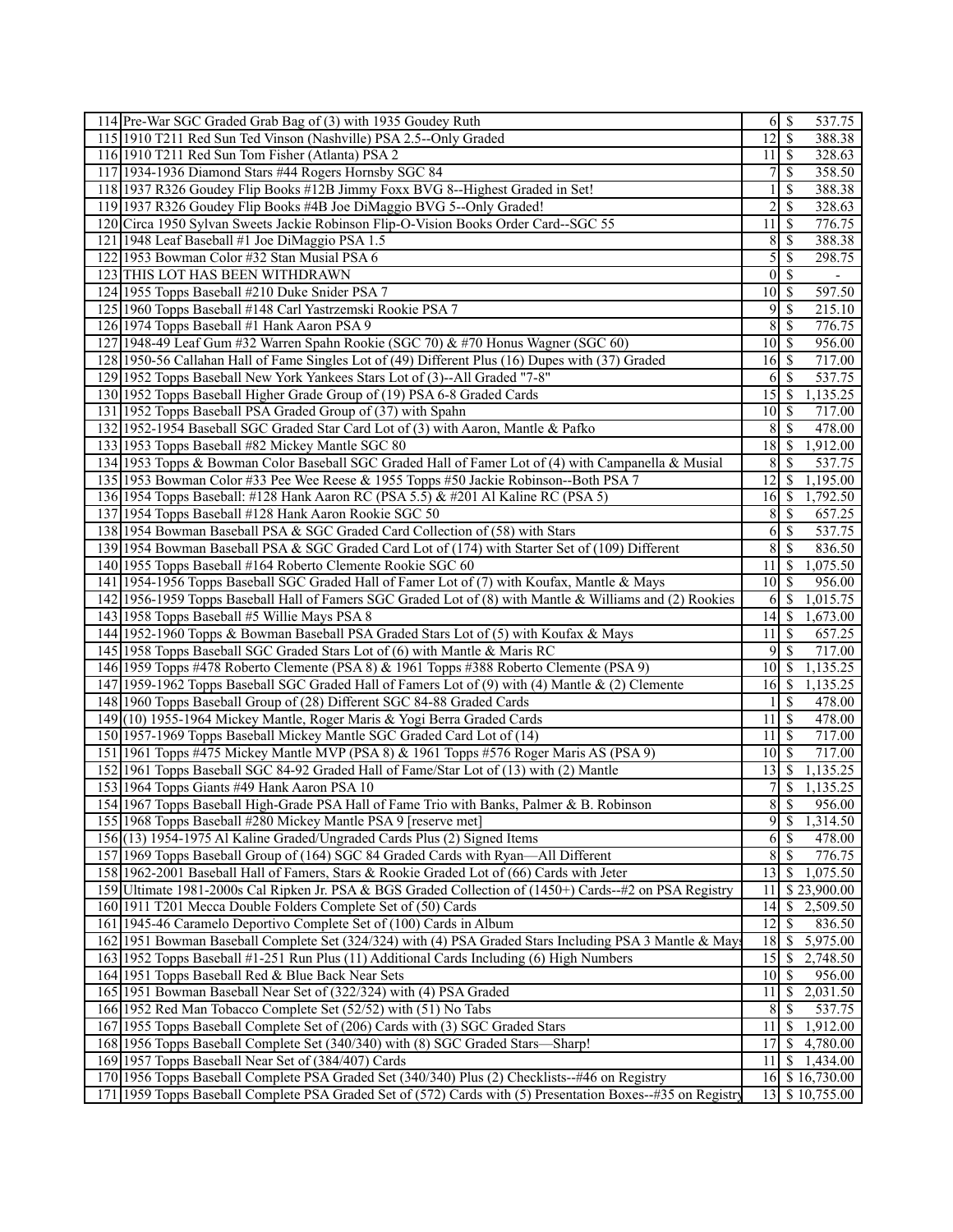| | | | |
|---|---|---|---|
| 114 | Pre-War SGC Graded Grab Bag of (3) with 1935 Goudey Ruth | 6 | $ 537.75 |
| 115 | 1910 T211 Red Sun Ted Vinson (Nashville) PSA 2.5--Only Graded | 12 | $ 388.38 |
| 116 | 1910 T211 Red Sun Tom Fisher (Atlanta) PSA 2 | 11 | $ 328.63 |
| 117 | 1934-1936 Diamond Stars #44 Rogers Hornsby SGC 84 | 7 | $ 358.50 |
| 118 | 1937 R326 Goudey Flip Books #12B Jimmy Foxx BVG 8--Highest Graded in Set! | 1 | $ 388.38 |
| 119 | 1937 R326 Goudey Flip Books #4B Joe DiMaggio BVG 5--Only Graded! | 2 | $ 328.63 |
| 120 | Circa 1950 Sylvan Sweets Jackie Robinson Flip-O-Vision Books Order Card--SGC 55 | 11 | $ 776.75 |
| 121 | 1948 Leaf Baseball #1 Joe DiMaggio PSA 1.5 | 8 | $ 388.38 |
| 122 | 1953 Bowman Color #32 Stan Musial PSA 6 | 5 | $ 298.75 |
| 123 | THIS LOT HAS BEEN WITHDRAWN | 0 | $ - |
| 124 | 1955 Topps Baseball #210 Duke Snider PSA 7 | 10 | $ 597.50 |
| 125 | 1960 Topps Baseball #148 Carl Yastrzemski Rookie PSA 7 | 9 | $ 215.10 |
| 126 | 1974 Topps Baseball #1 Hank Aaron PSA 9 | 8 | $ 776.75 |
| 127 | 1948-49 Leaf Gum #32 Warren Spahn Rookie (SGC 70) & #70 Honus Wagner (SGC 60) | 10 | $ 956.00 |
| 128 | 1950-56 Callahan Hall of Fame Singles Lot of (49) Different Plus (16) Dupes with (37) Graded | 16 | $ 717.00 |
| 129 | 1952 Topps Baseball New York Yankees Stars Lot of (3)--All Graded "7-8" | 6 | $ 537.75 |
| 130 | 1952 Topps Baseball Higher Grade Group of (19) PSA 6-8 Graded Cards | 15 | $ 1,135.25 |
| 131 | 1952 Topps Baseball PSA Graded Group of (37) with Spahn | 10 | $ 717.00 |
| 132 | 1952-1954 Baseball SGC Graded Star Card Lot of (3) with Aaron, Mantle & Pafko | 8 | $ 478.00 |
| 133 | 1953 Topps Baseball #82 Mickey Mantle SGC 80 | 18 | $ 1,912.00 |
| 134 | 1953 Topps & Bowman Color Baseball SGC Graded Hall of Famer Lot of (4) with Campanella & Musial | 8 | $ 537.75 |
| 135 | 1953 Bowman Color #33 Pee Wee Reese & 1955 Topps #50 Jackie Robinson--Both PSA 7 | 12 | $ 1,195.00 |
| 136 | 1954 Topps Baseball: #128 Hank Aaron RC (PSA 5.5) & #201 Al Kaline RC (PSA 5) | 16 | $ 1,792.50 |
| 137 | 1954 Topps Baseball #128 Hank Aaron Rookie SGC 50 | 8 | $ 657.25 |
| 138 | 1954 Bowman Baseball PSA & SGC Graded Card Collection of (58) with Stars | 6 | $ 537.75 |
| 139 | 1954 Bowman Baseball PSA & SGC Graded Card Lot of (174) with Starter Set of (109) Different | 8 | $ 836.50 |
| 140 | 1955 Topps Baseball #164 Roberto Clemente Rookie SGC 60 | 11 | $ 1,075.50 |
| 141 | 1954-1956 Topps Baseball SGC Graded Hall of Famer Lot of (7) with Koufax, Mantle & Mays | 10 | $ 956.00 |
| 142 | 1956-1959 Topps Baseball Hall of Famers SGC Graded Lot of (8) with Mantle & Williams and (2) Rookies | 6 | $ 1,015.75 |
| 143 | 1958 Topps Baseball #5 Willie Mays PSA 8 | 14 | $ 1,673.00 |
| 144 | 1952-1960 Topps & Bowman Baseball PSA Graded Stars Lot of (5) with Koufax & Mays | 11 | $ 657.25 |
| 145 | 1958 Topps Baseball SGC Graded Stars Lot of (6) with Mantle & Maris RC | 9 | $ 717.00 |
| 146 | 1959 Topps #478 Roberto Clemente (PSA 8) & 1961 Topps #388 Roberto Clemente (PSA 9) | 10 | $ 1,135.25 |
| 147 | 1959-1962 Topps Baseball SGC Graded Hall of Famers Lot of (9) with (4) Mantle & (2) Clemente | 16 | $ 1,135.25 |
| 148 | 1960 Topps Baseball Group of (28) Different SGC 84-88 Graded Cards | 1 | $ 478.00 |
| 149 | (10) 1955-1964 Mickey Mantle, Roger Maris & Yogi Berra Graded Cards | 11 | $ 478.00 |
| 150 | 1957-1969 Topps Baseball Mickey Mantle SGC Graded Card Lot of (14) | 11 | $ 717.00 |
| 151 | 1961 Topps #475 Mickey Mantle MVP (PSA 8) & 1961 Topps #576 Roger Maris AS (PSA 9) | 10 | $ 717.00 |
| 152 | 1961 Topps Baseball SGC 84-92 Graded Hall of Fame/Star Lot of (13) with (2) Mantle | 13 | $ 1,135.25 |
| 153 | 1964 Topps Giants #49 Hank Aaron PSA 10 | 7 | $ 1,135.25 |
| 154 | 1967 Topps Baseball High-Grade PSA Hall of Fame Trio with Banks, Palmer & B. Robinson | 8 | $ 956.00 |
| 155 | 1968 Topps Baseball #280 Mickey Mantle PSA 9 [reserve met] | 9 | $ 1,314.50 |
| 156 | (13) 1954-1975 Al Kaline Graded/Ungraded Cards Plus (2) Signed Items | 6 | $ 478.00 |
| 157 | 1969 Topps Baseball Group of (164) SGC 84 Graded Cards with Ryan—All Different | 8 | $ 776.75 |
| 158 | 1962-2001 Baseball Hall of Famers, Stars & Rookie Graded Lot of (66) Cards with Jeter | 13 | $ 1,075.50 |
| 159 | Ultimate 1981-2000s Cal Ripken Jr. PSA & BGS Graded Collection of (1450+) Cards--#2 on PSA Registry | 11 | $ 23,900.00 |
| 160 | 1911 T201 Mecca Double Folders Complete Set of (50) Cards | 14 | $ 2,509.50 |
| 161 | 1945-46 Caramelo Deportivo Complete Set of (100) Cards in Album | 12 | $ 836.50 |
| 162 | 1951 Bowman Baseball Complete Set (324/324) with (4) PSA Graded Stars Including PSA 3 Mantle & Mays | 18 | $ 5,975.00 |
| 163 | 1952 Topps Baseball #1-251 Run Plus (11) Additional Cards Including (6) High Numbers | 15 | $ 2,748.50 |
| 164 | 1951 Topps Baseball Red & Blue Back Near Sets | 10 | $ 956.00 |
| 165 | 1951 Bowman Baseball Near Set of (322/324) with (4) PSA Graded | 11 | $ 2,031.50 |
| 166 | 1952 Red Man Tobacco Complete Set (52/52) with (51) No Tabs | 8 | $ 537.75 |
| 167 | 1955 Topps Baseball Complete Set of (206) Cards with (3) SGC Graded Stars | 11 | $ 1,912.00 |
| 168 | 1956 Topps Baseball Complete Set (340/340) with (8) SGC Graded Stars—Sharp! | 17 | $ 4,780.00 |
| 169 | 1957 Topps Baseball Near Set of (384/407) Cards | 11 | $ 1,434.00 |
| 170 | 1956 Topps Baseball Complete PSA Graded Set (340/340) Plus (2) Checklists--#46 on Registry | 16 | $ 16,730.00 |
| 171 | 1959 Topps Baseball Complete PSA Graded Set of (572) Cards with (5) Presentation Boxes--#35 on Registry | 13 | $ 10,755.00 |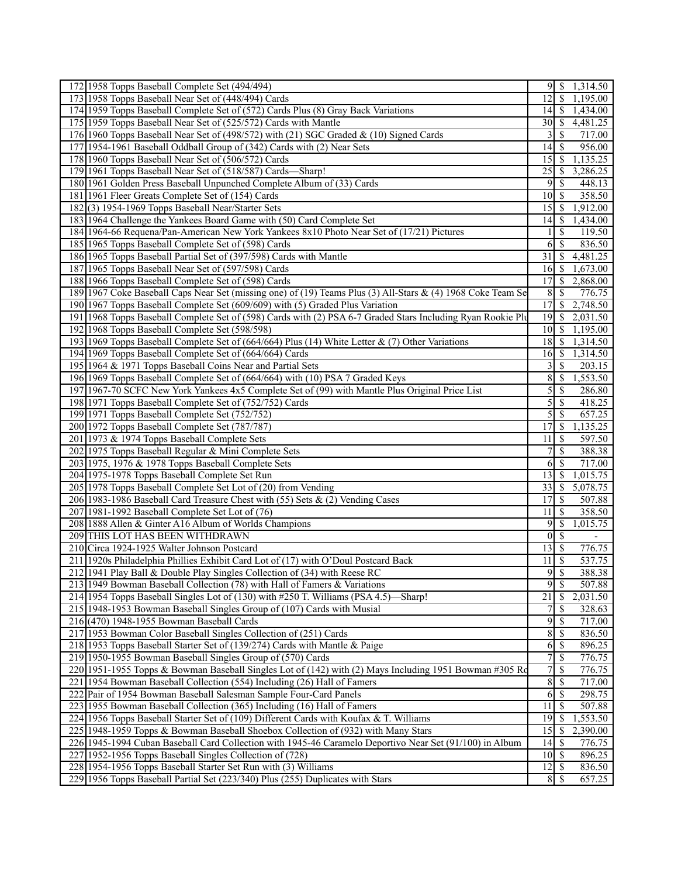| | | | | |
|---|---|---|---|---|
| 172 | 1958 Topps Baseball Complete Set (494/494) | 9 | $ | 1,314.50 |
| 173 | 1958 Topps Baseball Near Set of (448/494) Cards | 12 | $ | 1,195.00 |
| 174 | 1959 Topps Baseball Complete Set of (572) Cards Plus (8) Gray Back Variations | 14 | $ | 1,434.00 |
| 175 | 1959 Topps Baseball Near Set of (525/572) Cards with Mantle | 30 | $ | 4,481.25 |
| 176 | 1960 Topps Baseball Near Set of (498/572) with (21) SGC Graded & (10) Signed Cards | 3 | $ | 717.00 |
| 177 | 1954-1961 Baseball Oddball Group of (342) Cards with (2) Near Sets | 14 | $ | 956.00 |
| 178 | 1960 Topps Baseball Near Set of (506/572) Cards | 15 | $ | 1,135.25 |
| 179 | 1961 Topps Baseball Near Set of (518/587) Cards—Sharp! | 25 | $ | 3,286.25 |
| 180 | 1961 Golden Press Baseball Unpunched Complete Album of (33) Cards | 9 | $ | 448.13 |
| 181 | 1961 Fleer Greats Complete Set of (154) Cards | 10 | $ | 358.50 |
| 182 | (3) 1954-1969 Topps Baseball Near/Starter Sets | 15 | $ | 1,912.00 |
| 183 | 1964 Challenge the Yankees Board Game with (50) Card Complete Set | 14 | $ | 1,434.00 |
| 184 | 1964-66 Requena/Pan-American New York Yankees 8x10 Photo Near Set of (17/21) Pictures | 1 | $ | 119.50 |
| 185 | 1965 Topps Baseball Complete Set of (598) Cards | 6 | $ | 836.50 |
| 186 | 1965 Topps Baseball Partial Set of (397/598) Cards with Mantle | 31 | $ | 4,481.25 |
| 187 | 1965 Topps Baseball Near Set of (597/598) Cards | 16 | $ | 1,673.00 |
| 188 | 1966 Topps Baseball Complete Set of (598) Cards | 17 | $ | 2,868.00 |
| 189 | 1967 Coke Baseball Caps Near Set (missing one) of (19) Teams Plus (3) All-Stars & (4) 1968 Coke Team Se | 8 | $ | 776.75 |
| 190 | 1967 Topps Baseball Complete Set (609/609) with (5) Graded Plus Variation | 17 | $ | 2,748.50 |
| 191 | 1968 Topps Baseball Complete Set of (598) Cards with (2) PSA 6-7 Graded Stars Including Ryan Rookie Plu | 19 | $ | 2,031.50 |
| 192 | 1968 Topps Baseball Complete Set (598/598) | 10 | $ | 1,195.00 |
| 193 | 1969 Topps Baseball Complete Set of (664/664) Plus (14) White Letter & (7) Other Variations | 18 | $ | 1,314.50 |
| 194 | 1969 Topps Baseball Complete Set of (664/664) Cards | 16 | $ | 1,314.50 |
| 195 | 1964 & 1971 Topps Baseball Coins Near and Partial Sets | 3 | $ | 203.15 |
| 196 | 1969 Topps Baseball Complete Set of (664/664) with (10) PSA 7 Graded Keys | 8 | $ | 1,553.50 |
| 197 | 1967-70 SCFC New York Yankees 4x5 Complete Set of (99) with Mantle Plus Original Price List | 5 | $ | 286.80 |
| 198 | 1971 Topps Baseball Complete Set of (752/752) Cards | 5 | $ | 418.25 |
| 199 | 1971 Topps Baseball Complete Set (752/752) | 5 | $ | 657.25 |
| 200 | 1972 Topps Baseball Complete Set (787/787) | 17 | $ | 1,135.25 |
| 201 | 1973 & 1974 Topps Baseball Complete Sets | 11 | $ | 597.50 |
| 202 | 1975 Topps Baseball Regular & Mini Complete Sets | 7 | $ | 388.38 |
| 203 | 1975, 1976 & 1978 Topps Baseball Complete Sets | 6 | $ | 717.00 |
| 204 | 1975-1978 Topps Baseball Complete Set Run | 13 | $ | 1,015.75 |
| 205 | 1978 Topps Baseball Complete Set Lot of (20) from Vending | 33 | $ | 5,078.75 |
| 206 | 1983-1986 Baseball Card Treasure Chest with (55) Sets & (2) Vending Cases | 17 | $ | 507.88 |
| 207 | 1981-1992 Baseball Complete Set Lot of (76) | 11 | $ | 358.50 |
| 208 | 1888 Allen & Ginter A16 Album of Worlds Champions | 9 | $ | 1,015.75 |
| 209 | THIS LOT HAS BEEN WITHDRAWN | 0 | $ | - |
| 210 | Circa 1924-1925 Walter Johnson Postcard | 13 | $ | 776.75 |
| 211 | 1920s Philadelphia Phillies Exhibit Card Lot of (17) with O'Doul Postcard Back | 11 | $ | 537.75 |
| 212 | 1941 Play Ball & Double Play Singles Collection of (34) with Reese RC | 9 | $ | 388.38 |
| 213 | 1949 Bowman Baseball Collection (78) with Hall of Famers & Variations | 9 | $ | 507.88 |
| 214 | 1954 Topps Baseball Singles Lot of (130) with #250 T. Williams (PSA 4.5)—Sharp! | 21 | $ | 2,031.50 |
| 215 | 1948-1953 Bowman Baseball Singles Group of (107) Cards with Musial | 7 | $ | 328.63 |
| 216 | (470) 1948-1955 Bowman Baseball Cards | 9 | $ | 717.00 |
| 217 | 1953 Bowman Color Baseball Singles Collection of (251) Cards | 8 | $ | 836.50 |
| 218 | 1953 Topps Baseball Starter Set of (139/274) Cards with Mantle & Paige | 6 | $ | 896.25 |
| 219 | 1950-1955 Bowman Baseball Singles Group of (570) Cards | 7 | $ | 776.75 |
| 220 | 1951-1955 Topps & Bowman Baseball Singles Lot of (142) with (2) Mays Including 1951 Bowman #305 Ro | 7 | $ | 776.75 |
| 221 | 1954 Bowman Baseball Collection (554) Including (26) Hall of Famers | 8 | $ | 717.00 |
| 222 | Pair of 1954 Bowman Baseball Salesman Sample Four-Card Panels | 6 | $ | 298.75 |
| 223 | 1955 Bowman Baseball Collection (365) Including (16) Hall of Famers | 11 | $ | 507.88 |
| 224 | 1956 Topps Baseball Starter Set of (109) Different Cards with Koufax & T. Williams | 19 | $ | 1,553.50 |
| 225 | 1948-1959 Topps & Bowman Baseball Shoebox Collection of (932) with Many Stars | 15 | $ | 2,390.00 |
| 226 | 1945-1994 Cuban Baseball Card Collection with 1945-46 Caramelo Deportivo Near Set (91/100) in Album | 14 | $ | 776.75 |
| 227 | 1952-1956 Topps Baseball Singles Collection of (728) | 10 | $ | 896.25 |
| 228 | 1954-1956 Topps Baseball Starter Set Run with (3) Williams | 12 | $ | 836.50 |
| 229 | 1956 Topps Baseball Partial Set (223/340) Plus (255) Duplicates with Stars | 8 | $ | 657.25 |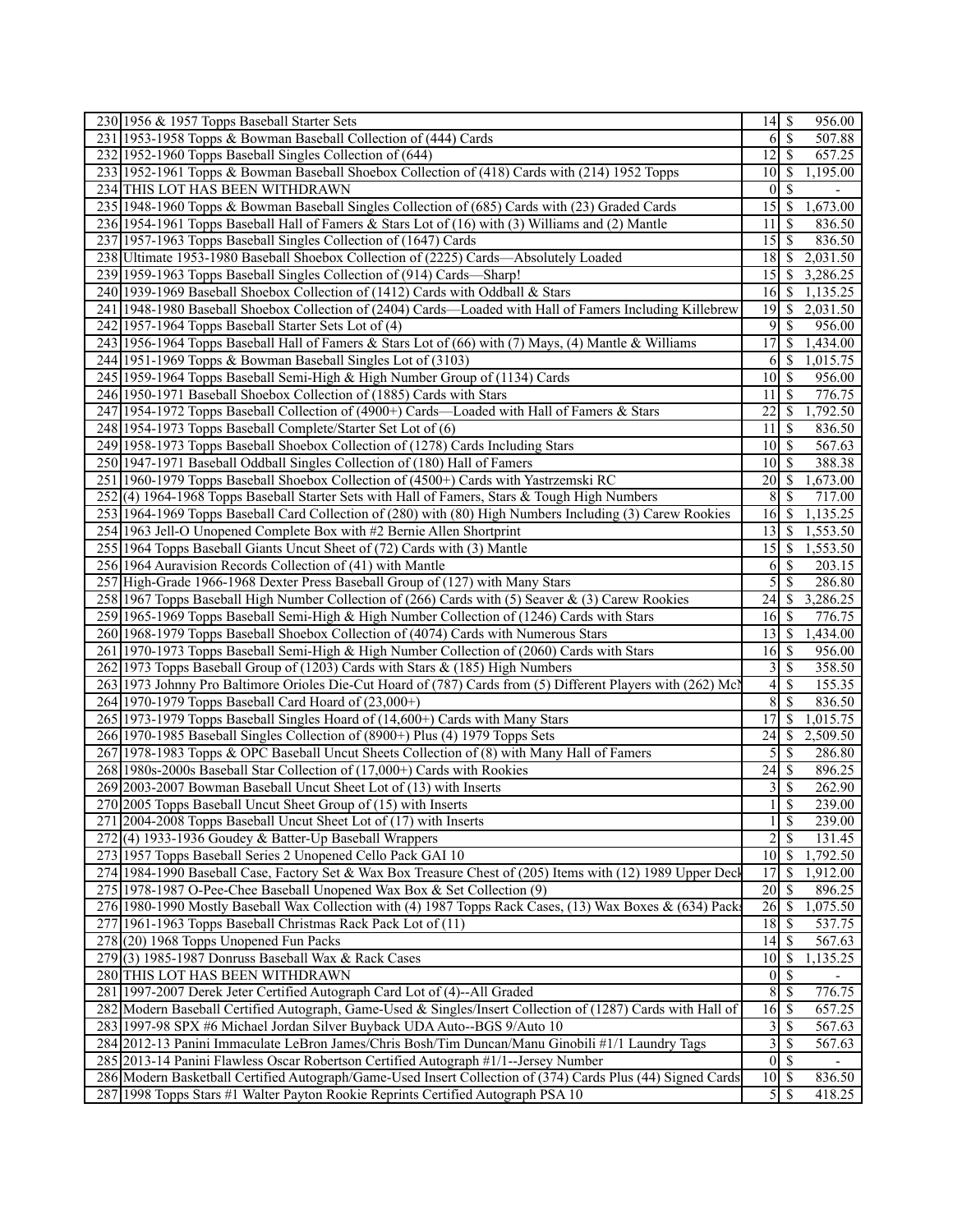| | | | | |
|---|---|---|---|---|
| 230 | 1956 & 1957 Topps Baseball Starter Sets | 14 | $ | 956.00 |
| 231 | 1953-1958 Topps & Bowman Baseball Collection of (444) Cards | 6 | $ | 507.88 |
| 232 | 1952-1960 Topps Baseball Singles Collection of (644) | 12 | $ | 657.25 |
| 233 | 1952-1961 Topps & Bowman Baseball Shoebox Collection of (418) Cards with (214) 1952 Topps | 10 | $ | 1,195.00 |
| 234 | THIS LOT HAS BEEN WITHDRAWN | 0 | $ | - |
| 235 | 1948-1960 Topps & Bowman Baseball Singles Collection of (685) Cards with (23) Graded Cards | 15 | $ | 1,673.00 |
| 236 | 1954-1961 Topps Baseball Hall of Famers & Stars Lot of (16) with (3) Williams and (2) Mantle | 11 | $ | 836.50 |
| 237 | 1957-1963 Topps Baseball Singles Collection of (1647) Cards | 15 | $ | 836.50 |
| 238 | Ultimate 1953-1980 Baseball Shoebox Collection of (2225) Cards—Absolutely Loaded | 18 | $ | 2,031.50 |
| 239 | 1959-1963 Topps Baseball Singles Collection of (914) Cards—Sharp! | 15 | $ | 3,286.25 |
| 240 | 1939-1969 Baseball Shoebox Collection of (1412) Cards with Oddball & Stars | 16 | $ | 1,135.25 |
| 241 | 1948-1980 Baseball Shoebox Collection of (2404) Cards—Loaded with Hall of Famers Including Killebrew | 19 | $ | 2,031.50 |
| 242 | 1957-1964 Topps Baseball Starter Sets Lot of (4) | 9 | $ | 956.00 |
| 243 | 1956-1964 Topps Baseball Hall of Famers & Stars Lot of (66) with (7) Mays, (4) Mantle & Williams | 17 | $ | 1,434.00 |
| 244 | 1951-1969 Topps & Bowman Baseball Singles Lot of (3103) | 6 | $ | 1,015.75 |
| 245 | 1959-1964 Topps Baseball Semi-High & High Number Group of (1134) Cards | 10 | $ | 956.00 |
| 246 | 1950-1971 Baseball Shoebox Collection of (1885) Cards with Stars | 11 | $ | 776.75 |
| 247 | 1954-1972 Topps Baseball Collection of (4900+) Cards—Loaded with Hall of Famers & Stars | 22 | $ | 1,792.50 |
| 248 | 1954-1973 Topps Baseball Complete/Starter Set Lot of (6) | 11 | $ | 836.50 |
| 249 | 1958-1973 Topps Baseball Shoebox Collection of (1278) Cards Including Stars | 10 | $ | 567.63 |
| 250 | 1947-1971 Baseball Oddball Singles Collection of (180) Hall of Famers | 10 | $ | 388.38 |
| 251 | 1960-1979 Topps Baseball Shoebox Collection of (4500+) Cards with Yastrzemski RC | 20 | $ | 1,673.00 |
| 252 | (4) 1964-1968 Topps Baseball Starter Sets with Hall of Famers, Stars & Tough High Numbers | 8 | $ | 717.00 |
| 253 | 1964-1969 Topps Baseball Card Collection of (280) with (80) High Numbers Including (3) Carew Rookies | 16 | $ | 1,135.25 |
| 254 | 1963 Jell-O Unopened Complete Box with #2 Bernie Allen Shortprint | 13 | $ | 1,553.50 |
| 255 | 1964 Topps Baseball Giants Uncut Sheet of (72) Cards with (3) Mantle | 15 | $ | 1,553.50 |
| 256 | 1964 Auravision Records Collection of (41) with Mantle | 6 | $ | 203.15 |
| 257 | High-Grade 1966-1968 Dexter Press Baseball Group of (127) with Many Stars | 5 | $ | 286.80 |
| 258 | 1967 Topps Baseball High Number Collection of (266) Cards with (5) Seaver & (3) Carew Rookies | 24 | $ | 3,286.25 |
| 259 | 1965-1969 Topps Baseball Semi-High & High Number Collection of (1246) Cards with Stars | 16 | $ | 776.75 |
| 260 | 1968-1979 Topps Baseball Shoebox Collection of (4074) Cards with Numerous Stars | 13 | $ | 1,434.00 |
| 261 | 1970-1973 Topps Baseball Semi-High & High Number Collection of (2060) Cards with Stars | 16 | $ | 956.00 |
| 262 | 1973 Topps Baseball Group of (1203) Cards with Stars & (185) High Numbers | 3 | $ | 358.50 |
| 263 | 1973 Johnny Pro Baltimore Orioles Die-Cut Hoard of (787) Cards from (5) Different Players with (262) McN | 4 | $ | 155.35 |
| 264 | 1970-1979 Topps Baseball Card Hoard of (23,000+) | 8 | $ | 836.50 |
| 265 | 1973-1979 Topps Baseball Singles Hoard of (14,600+) Cards with Many Stars | 17 | $ | 1,015.75 |
| 266 | 1970-1985 Baseball Singles Collection of (8900+) Plus (4) 1979 Topps Sets | 24 | $ | 2,509.50 |
| 267 | 1978-1983 Topps & OPC Baseball Uncut Sheets Collection of (8) with Many Hall of Famers | 5 | $ | 286.80 |
| 268 | 1980s-2000s Baseball Star Collection of (17,000+) Cards with Rookies | 24 | $ | 896.25 |
| 269 | 2003-2007 Bowman Baseball Uncut Sheet Lot of (13) with Inserts | 3 | $ | 262.90 |
| 270 | 2005 Topps Baseball Uncut Sheet Group of (15) with Inserts | 1 | $ | 239.00 |
| 271 | 2004-2008 Topps Baseball Uncut Sheet Lot of (17) with Inserts | 1 | $ | 239.00 |
| 272 | (4) 1933-1936 Goudey & Batter-Up Baseball Wrappers | 2 | $ | 131.45 |
| 273 | 1957 Topps Baseball Series 2 Unopened Cello Pack GAI 10 | 10 | $ | 1,792.50 |
| 274 | 1984-1990 Baseball Case, Factory Set & Wax Box Treasure Chest of (205) Items with (12) 1989 Upper Deck | 17 | $ | 1,912.00 |
| 275 | 1978-1987 O-Pee-Chee Baseball Unopened Wax Box & Set Collection (9) | 20 | $ | 896.25 |
| 276 | 1980-1990 Mostly Baseball Wax Collection with (4) 1987 Topps Rack Cases, (13) Wax Boxes & (634) Packs | 26 | $ | 1,075.50 |
| 277 | 1961-1963 Topps Baseball Christmas Rack Pack Lot of (11) | 18 | $ | 537.75 |
| 278 | (20) 1968 Topps Unopened Fun Packs | 14 | $ | 567.63 |
| 279 | (3) 1985-1987 Donruss Baseball Wax & Rack Cases | 10 | $ | 1,135.25 |
| 280 | THIS LOT HAS BEEN WITHDRAWN | 0 | $ | - |
| 281 | 1997-2007 Derek Jeter Certified Autograph Card Lot of (4)--All Graded | 8 | $ | 776.75 |
| 282 | Modern Baseball Certified Autograph, Game-Used & Singles/Insert Collection of (1287) Cards with Hall of | 16 | $ | 657.25 |
| 283 | 1997-98 SPX #6 Michael Jordan Silver Buyback UDA Auto--BGS 9/Auto 10 | 3 | $ | 567.63 |
| 284 | 2012-13 Panini Immaculate LeBron James/Chris Bosh/Tim Duncan/Manu Ginobili #1/1 Laundry Tags | 3 | $ | 567.63 |
| 285 | 2013-14 Panini Flawless Oscar Robertson Certified Autograph #1/1--Jersey Number | 0 | $ | - |
| 286 | Modern Basketball Certified Autograph/Game-Used Insert Collection of (374) Cards Plus (44) Signed Cards | 10 | $ | 836.50 |
| 287 | 1998 Topps Stars #1 Walter Payton Rookie Reprints Certified Autograph PSA 10 | 5 | $ | 418.25 |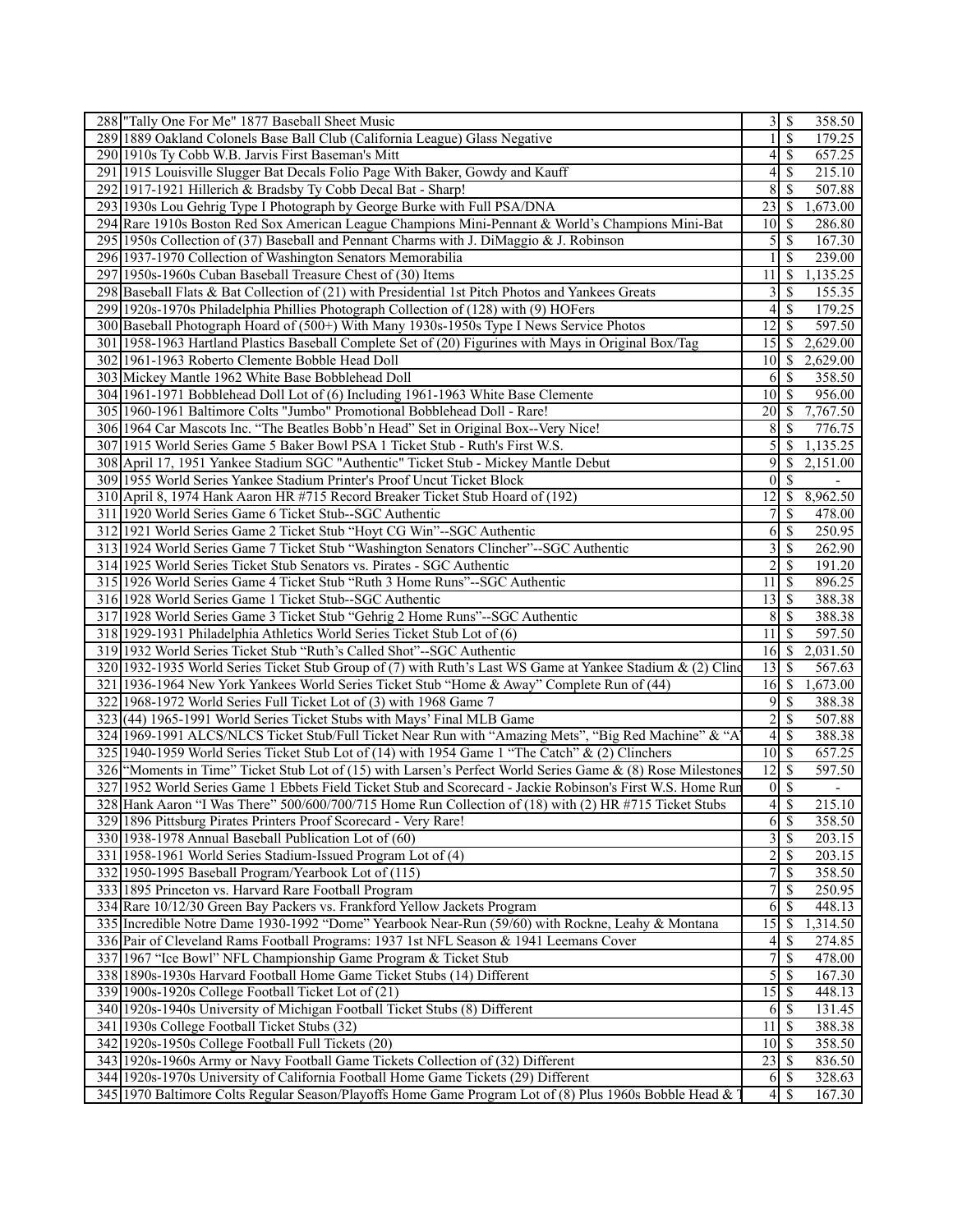| | | | | |
|---|---|---|---|---|
| 288 | "Tally One For Me" 1877 Baseball Sheet Music | 3 | $ | 358.50 |
| 289 | 1889 Oakland Colonels Base Ball Club (California League) Glass Negative | 1 | $ | 179.25 |
| 290 | 1910s Ty Cobb W.B. Jarvis First Baseman's Mitt | 4 | $ | 657.25 |
| 291 | 1915 Louisville Slugger Bat Decals Folio Page With Baker, Gowdy and Kauff | 4 | $ | 215.10 |
| 292 | 1917-1921 Hillerich & Bradsby Ty Cobb Decal Bat - Sharp! | 8 | $ | 507.88 |
| 293 | 1930s Lou Gehrig Type I Photograph by George Burke with Full PSA/DNA | 23 | $ | 1,673.00 |
| 294 | Rare 1910s Boston Red Sox American League Champions Mini-Pennant & World's Champions Mini-Bat | 10 | $ | 286.80 |
| 295 | 1950s Collection of (37) Baseball and Pennant Charms with J. DiMaggio & J. Robinson | 5 | $ | 167.30 |
| 296 | 1937-1970 Collection of Washington Senators Memorabilia | 1 | $ | 239.00 |
| 297 | 1950s-1960s Cuban Baseball Treasure Chest of (30) Items | 11 | $ | 1,135.25 |
| 298 | Baseball Flats & Bat Collection of (21) with Presidential 1st Pitch Photos and Yankees Greats | 3 | $ | 155.35 |
| 299 | 1920s-1970s Philadelphia Phillies Photograph Collection of (128) with (9) HOFers | 4 | $ | 179.25 |
| 300 | Baseball Photograph Hoard of (500+) With Many 1930s-1950s Type I News Service Photos | 12 | $ | 597.50 |
| 301 | 1958-1963 Hartland Plastics Baseball Complete Set of (20) Figurines with Mays in Original Box/Tag | 15 | $ | 2,629.00 |
| 302 | 1961-1963 Roberto Clemente Bobble Head Doll | 10 | $ | 2,629.00 |
| 303 | Mickey Mantle 1962 White Base Bobblehead Doll | 6 | $ | 358.50 |
| 304 | 1961-1971 Bobblehead Doll Lot of (6) Including 1961-1963 White Base Clemente | 10 | $ | 956.00 |
| 305 | 1960-1961 Baltimore Colts "Jumbo" Promotional Bobblehead Doll - Rare! | 20 | $ | 7,767.50 |
| 306 | 1964 Car Mascots Inc. "The Beatles Bobb'n Head" Set in Original Box--Very Nice! | 8 | $ | 776.75 |
| 307 | 1915 World Series Game 5 Baker Bowl PSA 1 Ticket Stub - Ruth's First W.S. | 5 | $ | 1,135.25 |
| 308 | April 17, 1951 Yankee Stadium SGC "Authentic" Ticket Stub - Mickey Mantle Debut | 9 | $ | 2,151.00 |
| 309 | 1955 World Series Yankee Stadium Printer's Proof Uncut Ticket Block | 0 | $ | - |
| 310 | April 8, 1974 Hank Aaron HR #715 Record Breaker Ticket Stub Hoard of (192) | 12 | $ | 8,962.50 |
| 311 | 1920 World Series Game 6 Ticket Stub--SGC Authentic | 7 | $ | 478.00 |
| 312 | 1921 World Series Game 2 Ticket Stub "Hoyt CG Win"--SGC Authentic | 6 | $ | 250.95 |
| 313 | 1924 World Series Game 7 Ticket Stub "Washington Senators Clincher"--SGC Authentic | 3 | $ | 262.90 |
| 314 | 1925 World Series Ticket Stub Senators vs. Pirates - SGC Authentic | 2 | $ | 191.20 |
| 315 | 1926 World Series Game 4 Ticket Stub "Ruth 3 Home Runs"--SGC Authentic | 11 | $ | 896.25 |
| 316 | 1928 World Series Game 1 Ticket Stub--SGC Authentic | 13 | $ | 388.38 |
| 317 | 1928 World Series Game 3 Ticket Stub "Gehrig 2 Home Runs"--SGC Authentic | 8 | $ | 388.38 |
| 318 | 1929-1931 Philadelphia Athletics World Series Ticket Stub Lot of (6) | 11 | $ | 597.50 |
| 319 | 1932 World Series Ticket Stub "Ruth's Called Shot"--SGC Authentic | 16 | $ | 2,031.50 |
| 320 | 1932-1935 World Series Ticket Stub Group of (7) with Ruth's Last WS Game at Yankee Stadium & (2) Clinc | 13 | $ | 567.63 |
| 321 | 1936-1964 New York Yankees World Series Ticket Stub "Home & Away" Complete Run of (44) | 16 | $ | 1,673.00 |
| 322 | 1968-1972 World Series Full Ticket Lot of (3) with 1968 Game 7 | 9 | $ | 388.38 |
| 323 | (44) 1965-1991 World Series Ticket Stubs with Mays' Final MLB Game | 2 | $ | 507.88 |
| 324 | 1969-1991 ALCS/NLCS Ticket Stub/Full Ticket Near Run with "Amazing Mets", "Big Red Machine" & "A | 4 | $ | 388.38 |
| 325 | 1940-1959 World Series Ticket Stub Lot of (14) with 1954 Game 1 "The Catch" & (2) Clinchers | 10 | $ | 657.25 |
| 326 | "Moments in Time" Ticket Stub Lot of (15) with Larsen's Perfect World Series Game & (8) Rose Milestones | 12 | $ | 597.50 |
| 327 | 1952 World Series Game 1 Ebbets Field Ticket Stub and Scorecard - Jackie Robinson's First W.S. Home Run | 0 | $ | - |
| 328 | Hank Aaron "I Was There" 500/600/700/715 Home Run Collection of (18) with (2) HR #715 Ticket Stubs | 4 | $ | 215.10 |
| 329 | 1896 Pittsburg Pirates Printers Proof Scorecard - Very Rare! | 6 | $ | 358.50 |
| 330 | 1938-1978 Annual Baseball Publication Lot of (60) | 3 | $ | 203.15 |
| 331 | 1958-1961 World Series Stadium-Issued Program Lot of (4) | 2 | $ | 203.15 |
| 332 | 1950-1995 Baseball Program/Yearbook Lot of (115) | 7 | $ | 358.50 |
| 333 | 1895 Princeton vs. Harvard Rare Football Program | 7 | $ | 250.95 |
| 334 | Rare 10/12/30 Green Bay Packers vs. Frankford Yellow Jackets Program | 6 | $ | 448.13 |
| 335 | Incredible Notre Dame 1930-1992 "Dome" Yearbook Near-Run (59/60) with Rockne, Leahy & Montana | 15 | $ | 1,314.50 |
| 336 | Pair of Cleveland Rams Football Programs: 1937 1st NFL Season & 1941 Leemans Cover | 4 | $ | 274.85 |
| 337 | 1967 "Ice Bowl" NFL Championship Game Program & Ticket Stub | 7 | $ | 478.00 |
| 338 | 1890s-1930s Harvard Football Home Game Ticket Stubs (14) Different | 5 | $ | 167.30 |
| 339 | 1900s-1920s College Football Ticket Lot of (21) | 15 | $ | 448.13 |
| 340 | 1920s-1940s University of Michigan Football Ticket Stubs (8) Different | 6 | $ | 131.45 |
| 341 | 1930s College Football Ticket Stubs (32) | 11 | $ | 388.38 |
| 342 | 1920s-1950s College Football Full Tickets (20) | 10 | $ | 358.50 |
| 343 | 1920s-1960s Army or Navy Football Game Tickets Collection of (32) Different | 23 | $ | 836.50 |
| 344 | 1920s-1970s University of California Football Home Game Tickets (29) Different | 6 | $ | 328.63 |
| 345 | 1970 Baltimore Colts Regular Season/Playoffs Home Game Program Lot of (8) Plus 1960s Bobble Head & T | 4 | $ | 167.30 |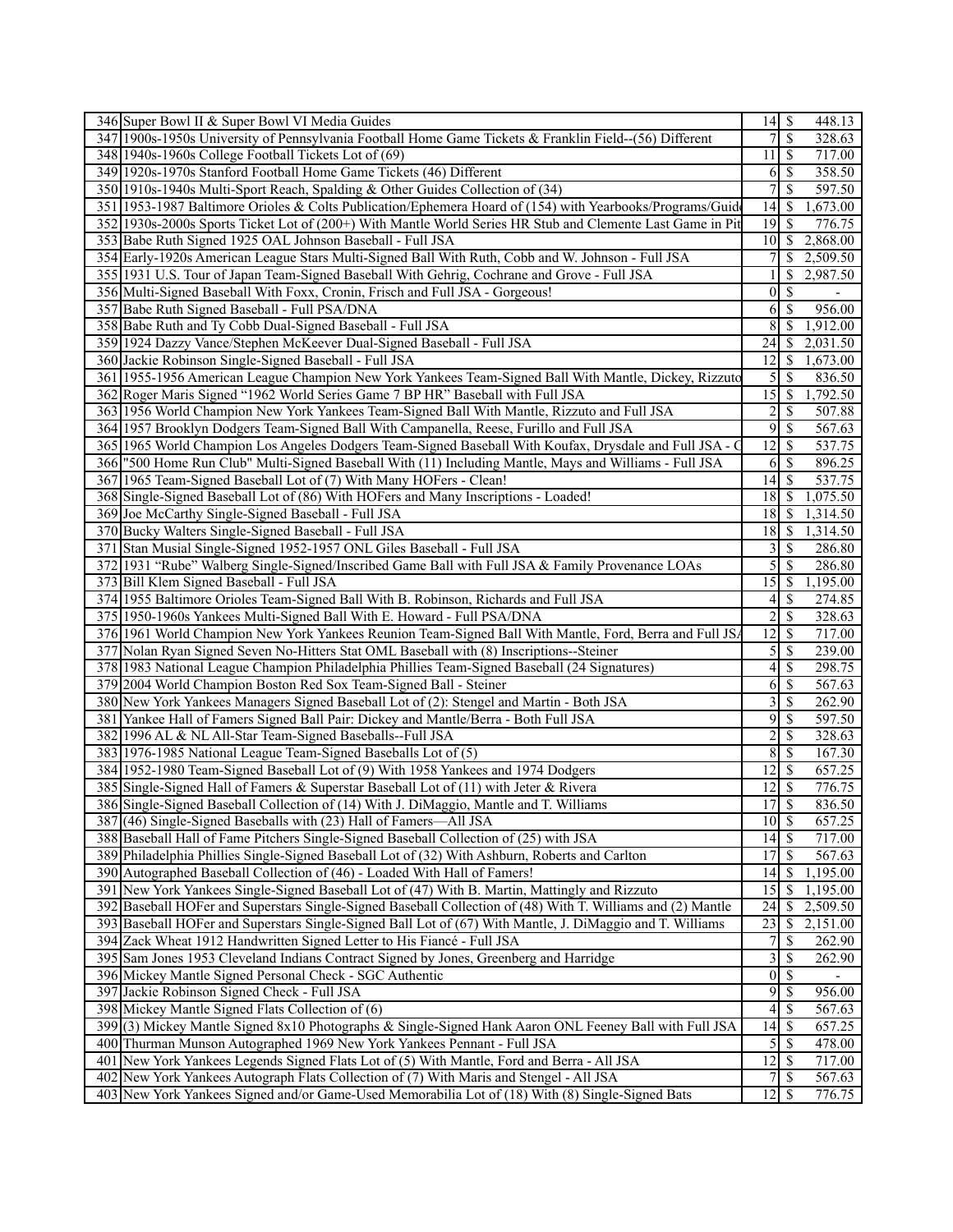| | | | | |
|---|---|---|---|---|
| 346 | Super Bowl II & Super Bowl VI Media Guides | 14 | $ | 448.13 |
| 347 | 1900s-1950s University of Pennsylvania Football Home Game Tickets & Franklin Field--(56) Different | 7 | $ | 328.63 |
| 348 | 1940s-1960s College Football Tickets Lot of (69) | 11 | $ | 717.00 |
| 349 | 1920s-1970s Stanford Football Home Game Tickets (46) Different | 6 | $ | 358.50 |
| 350 | 1910s-1940s Multi-Sport Reach, Spalding & Other Guides Collection of (34) | 7 | $ | 597.50 |
| 351 | 1953-1987 Baltimore Orioles & Colts Publication/Ephemera Hoard of (154) with Yearbooks/Programs/Guide | 14 | $ | 1,673.00 |
| 352 | 1930s-2000s Sports Ticket Lot of (200+) With Mantle World Series HR Stub and Clemente Last Game in Pit | 19 | $ | 776.75 |
| 353 | Babe Ruth Signed 1925 OAL Johnson Baseball - Full JSA | 10 | $ | 2,868.00 |
| 354 | Early-1920s American League Stars Multi-Signed Ball With Ruth, Cobb and W. Johnson - Full JSA | 7 | $ | 2,509.50 |
| 355 | 1931 U.S. Tour of Japan Team-Signed Baseball With Gehrig, Cochrane and Grove - Full JSA | 1 | $ | 2,987.50 |
| 356 | Multi-Signed Baseball With Foxx, Cronin, Frisch and Full JSA - Gorgeous! | 0 | $ | - |
| 357 | Babe Ruth Signed Baseball - Full PSA/DNA | 6 | $ | 956.00 |
| 358 | Babe Ruth and Ty Cobb Dual-Signed Baseball - Full JSA | 8 | $ | 1,912.00 |
| 359 | 1924 Dazzy Vance/Stephen McKeever Dual-Signed Baseball - Full JSA | 24 | $ | 2,031.50 |
| 360 | Jackie Robinson Single-Signed Baseball - Full JSA | 12 | $ | 1,673.00 |
| 361 | 1955-1956 American League Champion New York Yankees Team-Signed Ball With Mantle, Dickey, Rizzuto | 5 | $ | 836.50 |
| 362 | Roger Maris Signed "1962 World Series Game 7 BP HR" Baseball with Full JSA | 15 | $ | 1,792.50 |
| 363 | 1956 World Champion New York Yankees Team-Signed Ball With Mantle, Rizzuto and Full JSA | 2 | $ | 507.88 |
| 364 | 1957 Brooklyn Dodgers Team-Signed Ball With Campanella, Reese, Furillo and Full JSA | 9 | $ | 567.63 |
| 365 | 1965 World Champion Los Angeles Dodgers Team-Signed Baseball With Koufax, Drysdale and Full JSA - C | 12 | $ | 537.75 |
| 366 | "500 Home Run Club" Multi-Signed Baseball With (11) Including Mantle, Mays and Williams - Full JSA | 6 | $ | 896.25 |
| 367 | 1965 Team-Signed Baseball Lot of (7) With Many HOFers - Clean! | 14 | $ | 537.75 |
| 368 | Single-Signed Baseball Lot of (86) With HOFers and Many Inscriptions - Loaded! | 18 | $ | 1,075.50 |
| 369 | Joe McCarthy Single-Signed Baseball - Full JSA | 18 | $ | 1,314.50 |
| 370 | Bucky Walters Single-Signed Baseball - Full JSA | 18 | $ | 1,314.50 |
| 371 | Stan Musial Single-Signed 1952-1957 ONL Giles Baseball - Full JSA | 3 | $ | 286.80 |
| 372 | 1931 "Rube" Walberg Single-Signed/Inscribed Game Ball with Full JSA & Family Provenance LOAs | 5 | $ | 286.80 |
| 373 | Bill Klem Signed Baseball - Full JSA | 15 | $ | 1,195.00 |
| 374 | 1955 Baltimore Orioles Team-Signed Ball With B. Robinson, Richards and Full JSA | 4 | $ | 274.85 |
| 375 | 1950-1960s Yankees Multi-Signed Ball With E. Howard - Full PSA/DNA | 2 | $ | 328.63 |
| 376 | 1961 World Champion New York Yankees Reunion Team-Signed Ball With Mantle, Ford, Berra and Full JSA | 12 | $ | 717.00 |
| 377 | Nolan Ryan Signed Seven No-Hitters Stat OML Baseball with (8) Inscriptions--Steiner | 5 | $ | 239.00 |
| 378 | 1983 National League Champion Philadelphia Phillies Team-Signed Baseball (24 Signatures) | 4 | $ | 298.75 |
| 379 | 2004 World Champion Boston Red Sox Team-Signed Ball - Steiner | 6 | $ | 567.63 |
| 380 | New York Yankees Managers Signed Baseball Lot of (2): Stengel and Martin - Both JSA | 3 | $ | 262.90 |
| 381 | Yankee Hall of Famers Signed Ball Pair: Dickey and Mantle/Berra - Both Full JSA | 9 | $ | 597.50 |
| 382 | 1996 AL & NL All-Star Team-Signed Baseballs--Full JSA | 2 | $ | 328.63 |
| 383 | 1976-1985 National League Team-Signed Baseballs Lot of (5) | 8 | $ | 167.30 |
| 384 | 1952-1980 Team-Signed Baseball Lot of (9) With 1958 Yankees and 1974 Dodgers | 12 | $ | 657.25 |
| 385 | Single-Signed Hall of Famers & Superstar Baseball Lot of (11) with Jeter & Rivera | 12 | $ | 776.75 |
| 386 | Single-Signed Baseball Collection of (14) With J. DiMaggio, Mantle and T. Williams | 17 | $ | 836.50 |
| 387 | (46) Single-Signed Baseballs with (23) Hall of Famers—All JSA | 10 | $ | 657.25 |
| 388 | Baseball Hall of Fame Pitchers Single-Signed Baseball Collection of (25) with JSA | 14 | $ | 717.00 |
| 389 | Philadelphia Phillies Single-Signed Baseball Lot of (32) With Ashburn, Roberts and Carlton | 17 | $ | 567.63 |
| 390 | Autographed Baseball Collection of (46) - Loaded With Hall of Famers! | 14 | $ | 1,195.00 |
| 391 | New York Yankees Single-Signed Baseball Lot of (47) With B. Martin, Mattingly and Rizzuto | 15 | $ | 1,195.00 |
| 392 | Baseball HOFer and Superstars Single-Signed Baseball Collection of (48) With T. Williams and (2) Mantle | 24 | $ | 2,509.50 |
| 393 | Baseball HOFer and Superstars Single-Signed Ball Lot of (67) With Mantle, J. DiMaggio and T. Williams | 23 | $ | 2,151.00 |
| 394 | Zack Wheat 1912 Handwritten Signed Letter to His Fiancé - Full JSA | 7 | $ | 262.90 |
| 395 | Sam Jones 1953 Cleveland Indians Contract Signed by Jones, Greenberg and Harridge | 3 | $ | 262.90 |
| 396 | Mickey Mantle Signed Personal Check - SGC Authentic | 0 | $ | - |
| 397 | Jackie Robinson Signed Check - Full JSA | 9 | $ | 956.00 |
| 398 | Mickey Mantle Signed Flats Collection of (6) | 4 | $ | 567.63 |
| 399 | (3) Mickey Mantle Signed 8x10 Photographs & Single-Signed Hank Aaron ONL Feeney Ball with Full JSA | 14 | $ | 657.25 |
| 400 | Thurman Munson Autographed 1969 New York Yankees Pennant - Full JSA | 5 | $ | 478.00 |
| 401 | New York Yankees Legends Signed Flats Lot of (5) With Mantle, Ford and Berra - All JSA | 12 | $ | 717.00 |
| 402 | New York Yankees Autograph Flats Collection of (7) With Maris and Stengel - All JSA | 7 | $ | 567.63 |
| 403 | New York Yankees Signed and/or Game-Used Memorabilia Lot of (18) With (8) Single-Signed Bats | 12 | $ | 776.75 |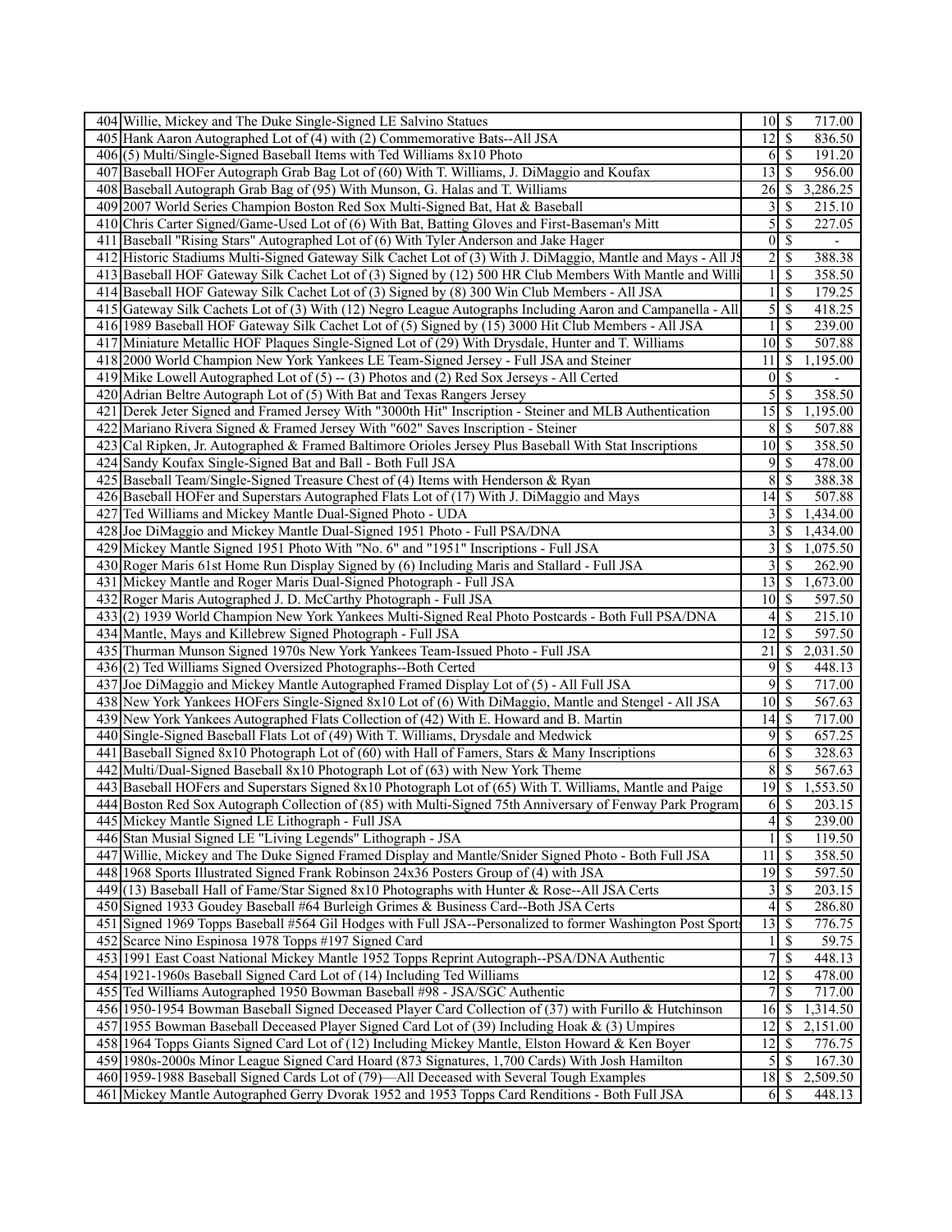| | | | | |
|---|---|---|---|---|
| 404 | Willie, Mickey and The Duke Single-Signed LE Salvino Statues | 10 | $ | 717.00 |
| 405 | Hank Aaron Autographed Lot of (4) with (2) Commemorative Bats--All JSA | 12 | $ | 836.50 |
| 406 | (5) Multi/Single-Signed Baseball Items with Ted Williams 8x10 Photo | 6 | $ | 191.20 |
| 407 | Baseball HOFer Autograph Grab Bag Lot of (60) With T. Williams, J. DiMaggio and Koufax | 13 | $ | 956.00 |
| 408 | Baseball Autograph Grab Bag of (95) With Munson, G. Halas and T. Williams | 26 | $ | 3,286.25 |
| 409 | 2007 World Series Champion Boston Red Sox Multi-Signed Bat, Hat & Baseball | 3 | $ | 215.10 |
| 410 | Chris Carter Signed/Game-Used Lot of (6) With Bat, Batting Gloves and First-Baseman's Mitt | 5 | $ | 227.05 |
| 411 | Baseball "Rising Stars" Autographed Lot of (6) With Tyler Anderson and Jake Hager | 0 | $ | - |
| 412 | Historic Stadiums Multi-Signed Gateway Silk Cachet Lot of (3) With J. DiMaggio, Mantle and Mays - All JS | 2 | $ | 388.38 |
| 413 | Baseball HOF Gateway Silk Cachet Lot of (3) Signed by (12) 500 HR Club Members With Mantle and Willi | 1 | $ | 358.50 |
| 414 | Baseball HOF Gateway Silk Cachet Lot of (3) Signed by (8) 300 Win Club Members - All JSA | 1 | $ | 179.25 |
| 415 | Gateway Silk Cachets Lot of (3) With (12) Negro League Autographs Including Aaron and Campanella - All | 5 | $ | 418.25 |
| 416 | 1989 Baseball HOF Gateway Silk Cachet Lot of (5) Signed by (15) 3000 Hit Club Members - All JSA | 1 | $ | 239.00 |
| 417 | Miniature Metallic HOF Plaques Single-Signed Lot of (29) With Drysdale, Hunter and T. Williams | 10 | $ | 507.88 |
| 418 | 2000 World Champion New York Yankees LE Team-Signed Jersey - Full JSA and Steiner | 11 | $ | 1,195.00 |
| 419 | Mike Lowell Autographed Lot of (5) -- (3) Photos and (2) Red Sox Jerseys - All Certed | 0 | $ | - |
| 420 | Adrian Beltre Autograph Lot of (5) With Bat and Texas Rangers Jersey | 5 | $ | 358.50 |
| 421 | Derek Jeter Signed and Framed Jersey With "3000th Hit" Inscription - Steiner and MLB Authentication | 15 | $ | 1,195.00 |
| 422 | Mariano Rivera Signed & Framed Jersey With "602" Saves Inscription - Steiner | 8 | $ | 507.88 |
| 423 | Cal Ripken, Jr. Autographed & Framed Baltimore Orioles Jersey Plus Baseball With Stat Inscriptions | 10 | $ | 358.50 |
| 424 | Sandy Koufax Single-Signed Bat and Ball - Both Full JSA | 9 | $ | 478.00 |
| 425 | Baseball Team/Single-Signed Treasure Chest of (4) Items with Henderson & Ryan | 8 | $ | 388.38 |
| 426 | Baseball HOFer and Superstars Autographed Flats Lot of (17) With J. DiMaggio and Mays | 14 | $ | 507.88 |
| 427 | Ted Williams and Mickey Mantle Dual-Signed Photo - UDA | 3 | $ | 1,434.00 |
| 428 | Joe DiMaggio and Mickey Mantle Dual-Signed 1951 Photo - Full PSA/DNA | 3 | $ | 1,434.00 |
| 429 | Mickey Mantle Signed 1951 Photo With "No. 6" and "1951" Inscriptions - Full JSA | 3 | $ | 1,075.50 |
| 430 | Roger Maris 61st Home Run Display Signed by (6) Including Maris and Stallard - Full JSA | 3 | $ | 262.90 |
| 431 | Mickey Mantle and Roger Maris Dual-Signed Photograph - Full JSA | 13 | $ | 1,673.00 |
| 432 | Roger Maris Autographed J. D. McCarthy Photograph - Full JSA | 10 | $ | 597.50 |
| 433 | (2) 1939 World Champion New York Yankees Multi-Signed Real Photo Postcards - Both Full PSA/DNA | 4 | $ | 215.10 |
| 434 | Mantle, Mays and Killebrew Signed Photograph - Full JSA | 12 | $ | 597.50 |
| 435 | Thurman Munson Signed 1970s New York Yankees Team-Issued Photo - Full JSA | 21 | $ | 2,031.50 |
| 436 | (2) Ted Williams Signed Oversized Photographs--Both Certed | 9 | $ | 448.13 |
| 437 | Joe DiMaggio and Mickey Mantle Autographed Framed Display Lot of (5) - All Full JSA | 9 | $ | 717.00 |
| 438 | New York Yankees HOFers Single-Signed 8x10 Lot of (6) With DiMaggio, Mantle and Stengel - All JSA | 10 | $ | 567.63 |
| 439 | New York Yankees Autographed Flats Collection of (42) With E. Howard and B. Martin | 14 | $ | 717.00 |
| 440 | Single-Signed Baseball Flats Lot of (49) With T. Williams, Drysdale and Medwick | 9 | $ | 657.25 |
| 441 | Baseball Signed 8x10 Photograph Lot of (60) with Hall of Famers, Stars & Many Inscriptions | 6 | $ | 328.63 |
| 442 | Multi/Dual-Signed Baseball 8x10 Photograph Lot of (63) with New York Theme | 8 | $ | 567.63 |
| 443 | Baseball HOFers and Superstars Signed 8x10 Photograph Lot of (65) With T. Williams, Mantle and Paige | 19 | $ | 1,553.50 |
| 444 | Boston Red Sox Autograph Collection of (85) with Multi-Signed 75th Anniversary of Fenway Park Program | 6 | $ | 203.15 |
| 445 | Mickey Mantle Signed LE Lithograph - Full JSA | 4 | $ | 239.00 |
| 446 | Stan Musial Signed LE "Living Legends" Lithograph - JSA | 1 | $ | 119.50 |
| 447 | Willie, Mickey and The Duke Signed Framed Display and Mantle/Snider Signed Photo - Both Full JSA | 11 | $ | 358.50 |
| 448 | 1968 Sports Illustrated Signed Frank Robinson 24x36 Posters Group of (4) with JSA | 19 | $ | 597.50 |
| 449 | (13) Baseball Hall of Fame/Star Signed 8x10 Photographs with Hunter & Rose--All JSA Certs | 3 | $ | 203.15 |
| 450 | Signed 1933 Goudey Baseball #64 Burleigh Grimes & Business Card--Both JSA Certs | 4 | $ | 286.80 |
| 451 | Signed 1969 Topps Baseball #564 Gil Hodges with Full JSA--Personalized to former Washington Post Sports | 13 | $ | 776.75 |
| 452 | Scarce Nino Espinosa 1978 Topps #197 Signed Card | 1 | $ | 59.75 |
| 453 | 1991 East Coast National Mickey Mantle 1952 Topps Reprint Autograph--PSA/DNA Authentic | 7 | $ | 448.13 |
| 454 | 1921-1960s Baseball Signed Card Lot of (14) Including Ted Williams | 12 | $ | 478.00 |
| 455 | Ted Williams Autographed 1950 Bowman Baseball #98 - JSA/SGC Authentic | 7 | $ | 717.00 |
| 456 | 1950-1954 Bowman Baseball Signed Deceased Player Card Collection of (37) with Furillo & Hutchinson | 16 | $ | 1,314.50 |
| 457 | 1955 Bowman Baseball Deceased Player Signed Card Lot of (39) Including Hoak & (3) Umpires | 12 | $ | 2,151.00 |
| 458 | 1964 Topps Giants Signed Card Lot of (12) Including Mickey Mantle, Elston Howard & Ken Boyer | 12 | $ | 776.75 |
| 459 | 1980s-2000s Minor League Signed Card Hoard (873 Signatures, 1,700 Cards) With Josh Hamilton | 5 | $ | 167.30 |
| 460 | 1959-1988 Baseball Signed Cards Lot of (79)—All Deceased with Several Tough Examples | 18 | $ | 2,509.50 |
| 461 | Mickey Mantle Autographed Gerry Dvorak 1952 and 1953 Topps Card Renditions - Both Full JSA | 6 | $ | 448.13 |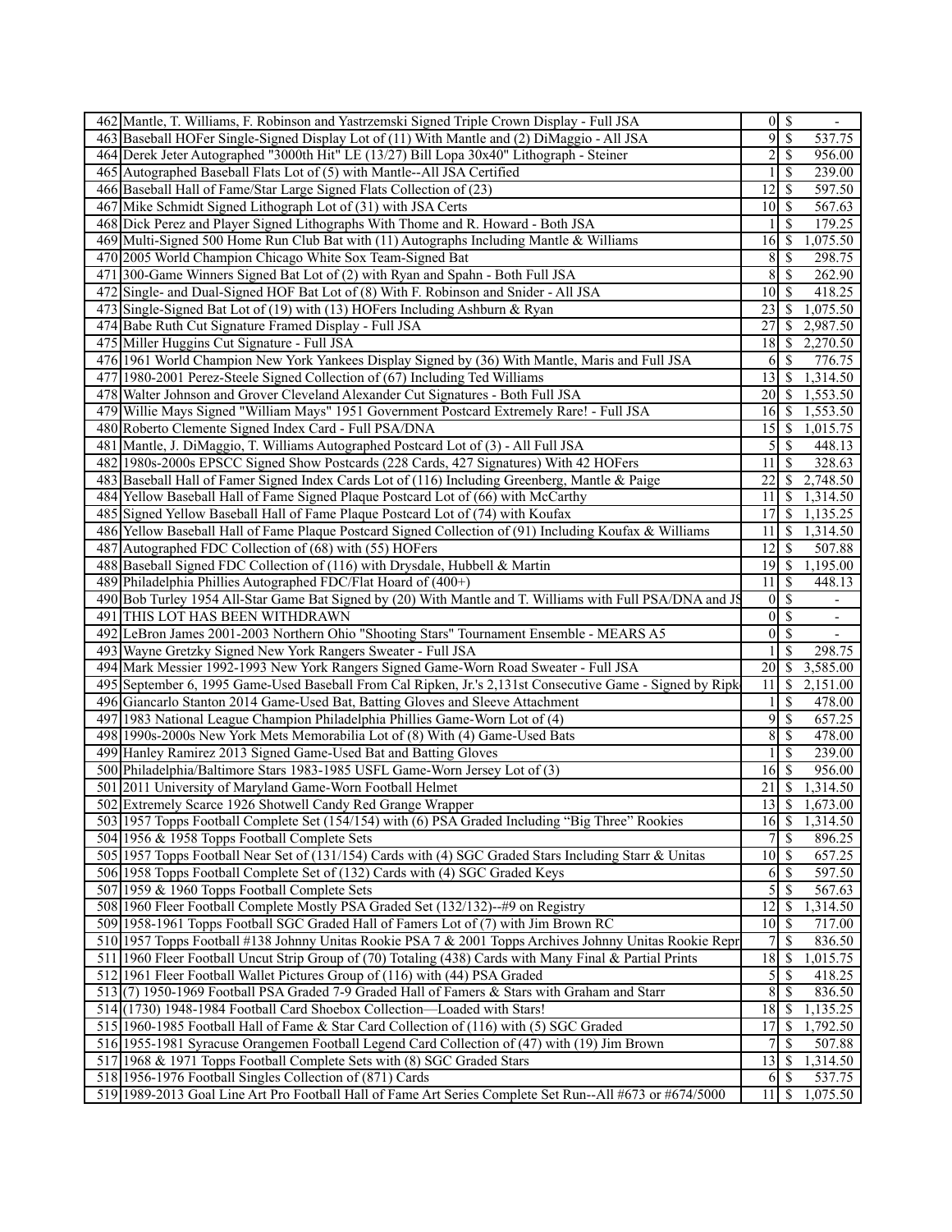| | | | | |
|---|---|---|---|---|
| 462 | Mantle, T. Williams, F. Robinson and Yastrzemski Signed Triple Crown Display - Full JSA | 0 | $ | - |
| 463 | Baseball HOFer Single-Signed Display Lot of (11) With Mantle and (2) DiMaggio - All JSA | 9 | $ | 537.75 |
| 464 | Derek Jeter Autographed "3000th Hit" LE (13/27) Bill Lopa 30x40" Lithograph - Steiner | 2 | $ | 956.00 |
| 465 | Autographed Baseball Flats Lot of (5) with Mantle--All JSA Certified | 1 | $ | 239.00 |
| 466 | Baseball Hall of Fame/Star Large Signed Flats Collection of (23) | 12 | $ | 597.50 |
| 467 | Mike Schmidt Signed Lithograph Lot of (31) with JSA Certs | 10 | $ | 567.63 |
| 468 | Dick Perez and Player Signed Lithographs With Thome and R. Howard - Both JSA | 1 | $ | 179.25 |
| 469 | Multi-Signed 500 Home Run Club Bat with (11) Autographs Including Mantle & Williams | 16 | $ | 1,075.50 |
| 470 | 2005 World Champion Chicago White Sox Team-Signed Bat | 8 | $ | 298.75 |
| 471 | 300-Game Winners Signed Bat Lot of (2) with Ryan and Spahn - Both Full JSA | 8 | $ | 262.90 |
| 472 | Single- and Dual-Signed HOF Bat Lot of (8) With F. Robinson and Snider - All JSA | 10 | $ | 418.25 |
| 473 | Single-Signed Bat Lot of (19) with (13) HOFers Including Ashburn & Ryan | 23 | $ | 1,075.50 |
| 474 | Babe Ruth Cut Signature Framed Display - Full JSA | 27 | $ | 2,987.50 |
| 475 | Miller Huggins Cut Signature - Full JSA | 18 | $ | 2,270.50 |
| 476 | 1961 World Champion New York Yankees Display Signed by (36) With Mantle, Maris and Full JSA | 6 | $ | 776.75 |
| 477 | 1980-2001 Perez-Steele Signed Collection of (67) Including Ted Williams | 13 | $ | 1,314.50 |
| 478 | Walter Johnson and Grover Cleveland Alexander Cut Signatures - Both Full JSA | 20 | $ | 1,553.50 |
| 479 | Willie Mays Signed "William Mays" 1951 Government Postcard Extremely Rare! - Full JSA | 16 | $ | 1,553.50 |
| 480 | Roberto Clemente Signed Index Card - Full PSA/DNA | 15 | $ | 1,015.75 |
| 481 | Mantle, J. DiMaggio, T. Williams Autographed Postcard Lot of (3) - All Full JSA | 5 | $ | 448.13 |
| 482 | 1980s-2000s EPSCC Signed Show Postcards (228 Cards, 427 Signatures) With 42 HOFers | 11 | $ | 328.63 |
| 483 | Baseball Hall of Famer Signed Index Cards Lot of (116) Including Greenberg, Mantle & Paige | 22 | $ | 2,748.50 |
| 484 | Yellow Baseball Hall of Fame Signed Plaque Postcard Lot of (66) with McCarthy | 11 | $ | 1,314.50 |
| 485 | Signed Yellow Baseball Hall of Fame Plaque Postcard Lot of (74) with Koufax | 17 | $ | 1,135.25 |
| 486 | Yellow Baseball Hall of Fame Plaque Postcard Signed Collection of (91) Including Koufax & Williams | 11 | $ | 1,314.50 |
| 487 | Autographed FDC Collection of (68) with (55) HOFers | 12 | $ | 507.88 |
| 488 | Baseball Signed FDC Collection of (116) with Drysdale, Hubbell & Martin | 19 | $ | 1,195.00 |
| 489 | Philadelphia Phillies Autographed FDC/Flat Hoard of (400+) | 11 | $ | 448.13 |
| 490 | Bob Turley 1954 All-Star Game Bat Signed by (20) With Mantle and T. Williams with Full PSA/DNA and JS | 0 | $ | - |
| 491 | THIS LOT HAS BEEN WITHDRAWN | 0 | $ | - |
| 492 | LeBron James 2001-2003 Northern Ohio "Shooting Stars" Tournament Ensemble - MEARS A5 | 0 | $ | - |
| 493 | Wayne Gretzky Signed New York Rangers Sweater - Full JSA | 1 | $ | 298.75 |
| 494 | Mark Messier 1992-1993 New York Rangers Signed Game-Worn Road Sweater - Full JSA | 20 | $ | 3,585.00 |
| 495 | September 6, 1995 Game-Used Baseball From Cal Ripken, Jr.'s 2,131st Consecutive Game - Signed by Ripk | 11 | $ | 2,151.00 |
| 496 | Giancarlo Stanton 2014 Game-Used Bat, Batting Gloves and Sleeve Attachment | 1 | $ | 478.00 |
| 497 | 1983 National League Champion Philadelphia Phillies Game-Worn Lot of (4) | 9 | $ | 657.25 |
| 498 | 1990s-2000s New York Mets Memorabilia Lot of (8) With (4) Game-Used Bats | 8 | $ | 478.00 |
| 499 | Hanley Ramirez 2013 Signed Game-Used Bat and Batting Gloves | 1 | $ | 239.00 |
| 500 | Philadelphia/Baltimore Stars 1983-1985 USFL Game-Worn Jersey Lot of (3) | 16 | $ | 956.00 |
| 501 | 2011 University of Maryland Game-Worn Football Helmet | 21 | $ | 1,314.50 |
| 502 | Extremely Scarce 1926 Shotwell Candy Red Grange Wrapper | 13 | $ | 1,673.00 |
| 503 | 1957 Topps Football Complete Set (154/154) with (6) PSA Graded Including "Big Three" Rookies | 16 | $ | 1,314.50 |
| 504 | 1956 & 1958 Topps Football Complete Sets | 7 | $ | 896.25 |
| 505 | 1957 Topps Football Near Set of (131/154) Cards with (4) SGC Graded Stars Including Starr & Unitas | 10 | $ | 657.25 |
| 506 | 1958 Topps Football Complete Set of (132) Cards with (4) SGC Graded Keys | 6 | $ | 597.50 |
| 507 | 1959 & 1960 Topps Football Complete Sets | 5 | $ | 567.63 |
| 508 | 1960 Fleer Football Complete Mostly PSA Graded Set (132/132)--#9 on Registry | 12 | $ | 1,314.50 |
| 509 | 1958-1961 Topps Football SGC Graded Hall of Famers Lot of (7) with Jim Brown RC | 10 | $ | 717.00 |
| 510 | 1957 Topps Football #138 Johnny Unitas Rookie PSA 7 & 2001 Topps Archives Johnny Unitas Rookie Repr | 7 | $ | 836.50 |
| 511 | 1960 Fleer Football Uncut Strip Group of (70) Totaling (438) Cards with Many Final & Partial Prints | 18 | $ | 1,015.75 |
| 512 | 1961 Fleer Football Wallet Pictures Group of (116) with (44) PSA Graded | 5 | $ | 418.25 |
| 513 | (7) 1950-1969 Football PSA Graded 7-9 Graded Hall of Famers & Stars with Graham and Starr | 8 | $ | 836.50 |
| 514 | (1730) 1948-1984 Football Card Shoebox Collection—Loaded with Stars! | 18 | $ | 1,135.25 |
| 515 | 1960-1985 Football Hall of Fame & Star Card Collection of (116) with (5) SGC Graded | 17 | $ | 1,792.50 |
| 516 | 1955-1981 Syracuse Orangemen Football Legend Card Collection of (47) with (19) Jim Brown | 7 | $ | 507.88 |
| 517 | 1968 & 1971 Topps Football Complete Sets with (8) SGC Graded Stars | 13 | $ | 1,314.50 |
| 518 | 1956-1976 Football Singles Collection of (871) Cards | 6 | $ | 537.75 |
| 519 | 1989-2013 Goal Line Art Pro Football Hall of Fame Art Series Complete Set Run--All #673 or #674/5000 | 11 | $ | 1,075.50 |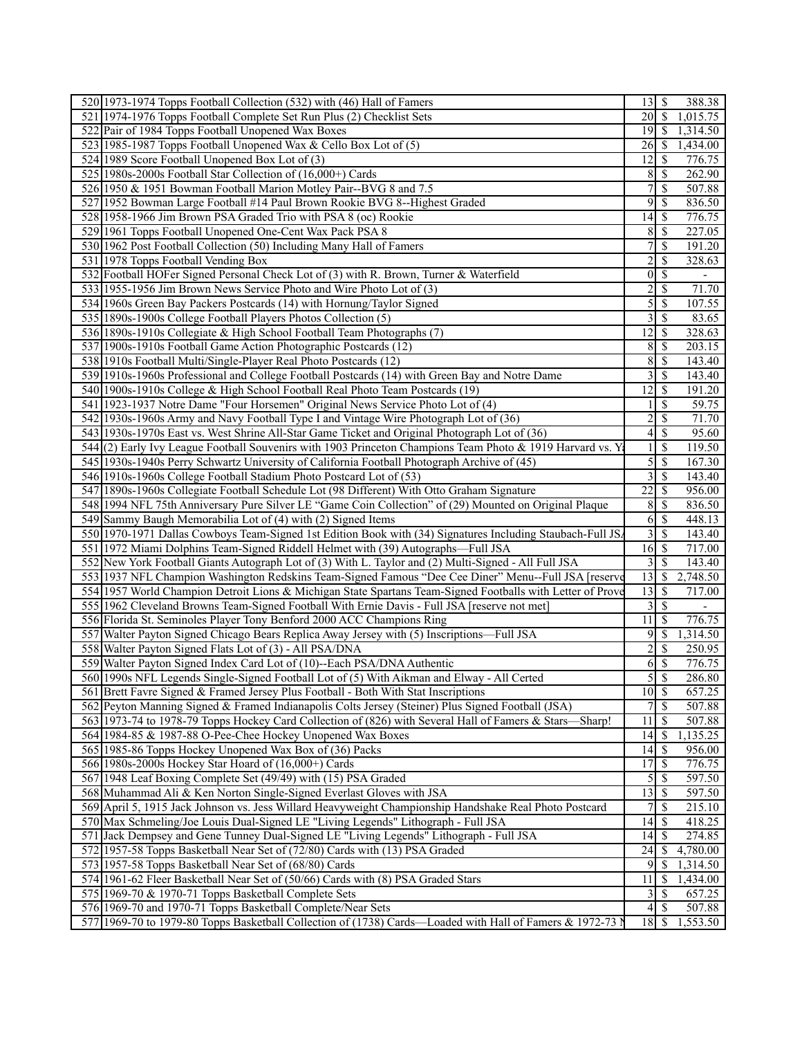| | | | | |
|---|---|---|---|---|
| 520 | 1973-1974 Topps Football Collection (532) with (46) Hall of Famers | 13 | $ | 388.38 |
| 521 | 1974-1976 Topps Football Complete Set Run Plus (2) Checklist Sets | 20 | $ | 1,015.75 |
| 522 | Pair of 1984 Topps Football Unopened Wax Boxes | 19 | $ | 1,314.50 |
| 523 | 1985-1987 Topps Football Unopened Wax & Cello Box Lot of (5) | 26 | $ | 1,434.00 |
| 524 | 1989 Score Football Unopened Box Lot of (3) | 12 | $ | 776.75 |
| 525 | 1980s-2000s Football Star Collection of (16,000+) Cards | 8 | $ | 262.90 |
| 526 | 1950 & 1951 Bowman Football Marion Motley Pair--BVG 8 and 7.5 | 7 | $ | 507.88 |
| 527 | 1952 Bowman Large Football #14 Paul Brown Rookie BVG 8--Highest Graded | 9 | $ | 836.50 |
| 528 | 1958-1966 Jim Brown PSA Graded Trio with PSA 8 (oc) Rookie | 14 | $ | 776.75 |
| 529 | 1961 Topps Football Unopened One-Cent Wax Pack PSA 8 | 8 | $ | 227.05 |
| 530 | 1962 Post Football Collection (50) Including Many Hall of Famers | 7 | $ | 191.20 |
| 531 | 1978 Topps Football Vending Box | 2 | $ | 328.63 |
| 532 | Football HOFer Signed Personal Check Lot of (3) with R. Brown, Turner & Waterfield | 0 | $ | - |
| 533 | 1955-1956 Jim Brown News Service Photo and Wire Photo Lot of (3) | 2 | $ | 71.70 |
| 534 | 1960s Green Bay Packers Postcards (14) with Hornung/Taylor Signed | 5 | $ | 107.55 |
| 535 | 1890s-1900s College Football Players Photos Collection (5) | 3 | $ | 83.65 |
| 536 | 1890s-1910s Collegiate & High School Football Team Photographs (7) | 12 | $ | 328.63 |
| 537 | 1900s-1910s Football Game Action Photographic Postcards (12) | 8 | $ | 203.15 |
| 538 | 1910s Football Multi/Single-Player Real Photo Postcards (12) | 8 | $ | 143.40 |
| 539 | 1910s-1960s Professional and College Football Postcards (14) with Green Bay and Notre Dame | 3 | $ | 143.40 |
| 540 | 1900s-1910s College & High School Football Real Photo Team Postcards (19) | 12 | $ | 191.20 |
| 541 | 1923-1937 Notre Dame "Four Horsemen" Original News Service Photo Lot of (4) | 1 | $ | 59.75 |
| 542 | 1930s-1960s Army and Navy Football Type I and Vintage Wire Photograph Lot of (36) | 2 | $ | 71.70 |
| 543 | 1930s-1970s East vs. West Shrine All-Star Game Ticket and Original Photograph Lot of (36) | 4 | $ | 95.60 |
| 544 | (2) Early Ivy League Football Souvenirs with 1903 Princeton Champions Team Photo & 1919 Harvard vs. Ya | 1 | $ | 119.50 |
| 545 | 1930s-1940s Perry Schwartz University of California Football Photograph Archive of (45) | 5 | $ | 167.30 |
| 546 | 1910s-1960s College Football Stadium Photo Postcard Lot of (53) | 3 | $ | 143.40 |
| 547 | 1890s-1960s Collegiate Football Schedule Lot (98 Different) With Otto Graham Signature | 22 | $ | 956.00 |
| 548 | 1994 NFL 75th Anniversary Pure Silver LE "Game Coin Collection" of (29) Mounted on Original Plaque | 8 | $ | 836.50 |
| 549 | Sammy Baugh Memorabilia Lot of (4) with (2) Signed Items | 6 | $ | 448.13 |
| 550 | 1970-1971 Dallas Cowboys Team-Signed 1st Edition Book with (34) Signatures Including Staubach-Full JSA | 3 | $ | 143.40 |
| 551 | 1972 Miami Dolphins Team-Signed Riddell Helmet with (39) Autographs—Full JSA | 16 | $ | 717.00 |
| 552 | New York Football Giants Autograph Lot of (3) With L. Taylor and (2) Multi-Signed - All Full JSA | 3 | $ | 143.40 |
| 553 | 1937 NFL Champion Washington Redskins Team-Signed Famous "Dee Cee Diner" Menu--Full JSA [reserve | 13 | $ | 2,748.50 |
| 554 | 1957 World Champion Detroit Lions & Michigan State Spartans Team-Signed Footballs with Letter of Prove | 13 | $ | 717.00 |
| 555 | 1962 Cleveland Browns Team-Signed Football With Ernie Davis - Full JSA [reserve not met] | 3 | $ | - |
| 556 | Florida St. Seminoles Player Tony Benford 2000 ACC Champions Ring | 11 | $ | 776.75 |
| 557 | Walter Payton Signed Chicago Bears Replica Away Jersey with (5) Inscriptions—Full JSA | 9 | $ | 1,314.50 |
| 558 | Walter Payton Signed Flats Lot of (3) - All PSA/DNA | 2 | $ | 250.95 |
| 559 | Walter Payton Signed Index Card Lot of (10)--Each PSA/DNA Authentic | 6 | $ | 776.75 |
| 560 | 1990s NFL Legends Single-Signed Football Lot of (5) With Aikman and Elway - All Certed | 5 | $ | 286.80 |
| 561 | Brett Favre Signed & Framed Jersey Plus Football - Both With Stat Inscriptions | 10 | $ | 657.25 |
| 562 | Peyton Manning Signed & Framed Indianapolis Colts Jersey (Steiner) Plus Signed Football (JSA) | 7 | $ | 507.88 |
| 563 | 1973-74 to 1978-79 Topps Hockey Card Collection of (826) with Several Hall of Famers & Stars—Sharp! | 11 | $ | 507.88 |
| 564 | 1984-85 & 1987-88 O-Pee-Chee Hockey Unopened Wax Boxes | 14 | $ | 1,135.25 |
| 565 | 1985-86 Topps Hockey Unopened Wax Box of (36) Packs | 14 | $ | 956.00 |
| 566 | 1980s-2000s Hockey Star Hoard of (16,000+) Cards | 17 | $ | 776.75 |
| 567 | 1948 Leaf Boxing Complete Set (49/49) with (15) PSA Graded | 5 | $ | 597.50 |
| 568 | Muhammad Ali & Ken Norton Single-Signed Everlast Gloves with JSA | 13 | $ | 597.50 |
| 569 | April 5, 1915 Jack Johnson vs. Jess Willard Heavyweight Championship Handshake Real Photo Postcard | 7 | $ | 215.10 |
| 570 | Max Schmeling/Joe Louis Dual-Signed LE "Living Legends" Lithograph - Full JSA | 14 | $ | 418.25 |
| 571 | Jack Dempsey and Gene Tunney Dual-Signed LE "Living Legends" Lithograph - Full JSA | 14 | $ | 274.85 |
| 572 | 1957-58 Topps Basketball Near Set of (72/80) Cards with (13) PSA Graded | 24 | $ | 4,780.00 |
| 573 | 1957-58 Topps Basketball Near Set of (68/80) Cards | 9 | $ | 1,314.50 |
| 574 | 1961-62 Fleer Basketball Near Set of (50/66) Cards with (8) PSA Graded Stars | 11 | $ | 1,434.00 |
| 575 | 1969-70 & 1970-71 Topps Basketball Complete Sets | 3 | $ | 657.25 |
| 576 | 1969-70 and 1970-71 Topps Basketball Complete/Near Sets | 4 | $ | 507.88 |
| 577 | 1969-70 to 1979-80 Topps Basketball Collection of (1738) Cards—Loaded with Hall of Famers & 1972-73 N | 18 | $ | 1,553.50 |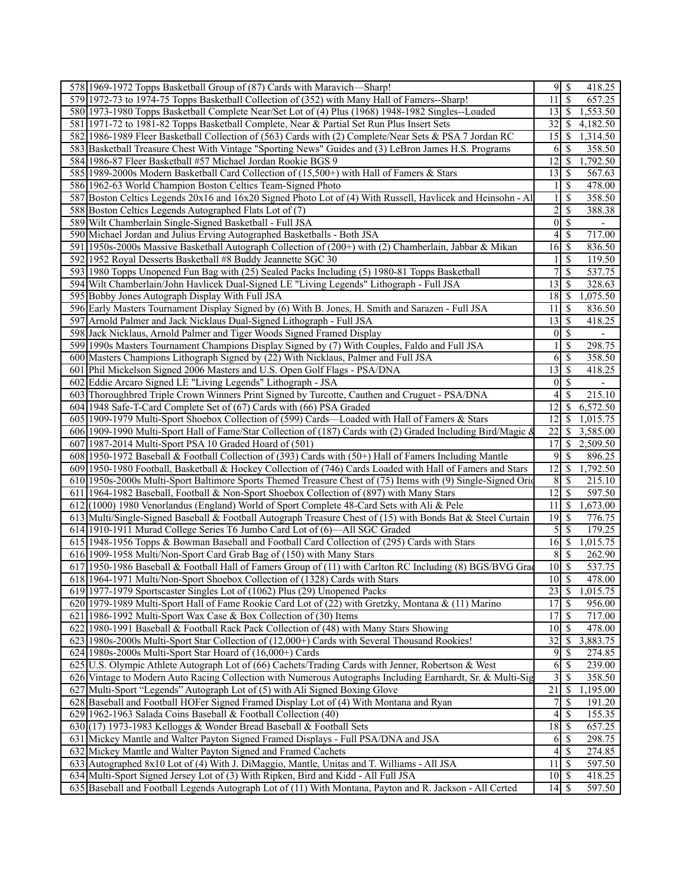| | | | | |
|---|---|---|---|---|
| 578 | 1969-1972 Topps Basketball Group of (87) Cards with Maravich—Sharp! | 9 | $ | 418.25 |
| 579 | 1972-73 to 1974-75 Topps Basketball Collection of (352) with Many Hall of Famers--Sharp! | 11 | $ | 657.25 |
| 580 | 1973-1980 Topps Basketball Complete Near/Set Lot of (4) Plus (1968) 1948-1982 Singles--Loaded | 13 | $ | 1,553.50 |
| 581 | 1971-72 to 1981-82 Topps Basketball Complete, Near & Partial Set Run Plus Insert Sets | 32 | $ | 4,182.50 |
| 582 | 1986-1989 Fleer Basketball Collection of (563) Cards with (2) Complete/Near Sets & PSA 7 Jordan RC | 15 | $ | 1,314.50 |
| 583 | Basketball Treasure Chest With Vintage "Sporting News" Guides and (3) LeBron James H.S. Programs | 6 | $ | 358.50 |
| 584 | 1986-87 Fleer Basketball #57 Michael Jordan Rookie BGS 9 | 12 | $ | 1,792.50 |
| 585 | 1989-2000s Modern Basketball Card Collection of (15,500+) with Hall of Famers & Stars | 13 | $ | 567.63 |
| 586 | 1962-63 World Champion Boston Celtics Team-Signed Photo | 1 | $ | 478.00 |
| 587 | Boston Celtics Legends 20x16 and 16x20 Signed Photo Lot of (4) With Russell, Havlicek and Heinsohn - Al | 1 | $ | 358.50 |
| 588 | Boston Celtics Legends Autographed Flats Lot of (7) | 2 | $ | 388.38 |
| 589 | Wilt Chamberlain Single-Signed Basketball - Full JSA | 0 | $ | - |
| 590 | Michael Jordan and Julius Erving Autographed Basketballs - Both JSA | 4 | $ | 717.00 |
| 591 | 1950s-2000s Massive Basketball Autograph Collection of (200+) with (2) Chamberlain, Jabbar & Mikan | 16 | $ | 836.50 |
| 592 | 1952 Royal Desserts Basketball #8 Buddy Jeannette SGC 30 | 1 | $ | 119.50 |
| 593 | 1980 Topps Unopened Fun Bag with (25) Sealed Packs Including (5) 1980-81 Topps Basketball | 7 | $ | 537.75 |
| 594 | Wilt Chamberlain/John Havlicek Dual-Signed LE "Living Legends" Lithograph - Full JSA | 13 | $ | 328.63 |
| 595 | Bobby Jones Autograph Display With Full JSA | 18 | $ | 1,075.50 |
| 596 | Early Masters Tournament Display Signed by (6) With B. Jones, H. Smith and Sarazen - Full JSA | 11 | $ | 836.50 |
| 597 | Arnold Palmer and Jack Nicklaus Dual-Signed Lithograph - Full JSA | 13 | $ | 418.25 |
| 598 | Jack Nicklaus, Arnold Palmer and Tiger Woods Signed Framed Display | 0 | $ | - |
| 599 | 1990s Masters Tournament Champions Display Signed by (7) With Couples, Faldo and Full JSA | 1 | $ | 298.75 |
| 600 | Masters Champions Lithograph Signed by (22) With Nicklaus, Palmer and Full JSA | 6 | $ | 358.50 |
| 601 | Phil Mickelson Signed 2006 Masters and U.S. Open Golf Flags - PSA/DNA | 13 | $ | 418.25 |
| 602 | Eddie Arcaro Signed LE "Living Legends" Lithograph - JSA | 0 | $ | - |
| 603 | Thoroughbred Triple Crown Winners Print Signed by Turcotte, Cauthen and Cruguet - PSA/DNA | 4 | $ | 215.10 |
| 604 | 1948 Safe-T-Card Complete Set of (67) Cards with (66) PSA Graded | 12 | $ | 6,572.50 |
| 605 | 1909-1979 Multi-Sport Shoebox Collection of (599) Cards—Loaded with Hall of Famers & Stars | 12 | $ | 1,015.75 |
| 606 | 1909-1990 Multi-Sport Hall of Fame/Star Collection of (187) Cards with (2) Graded Including Bird/Magic & | 22 | $ | 3,585.00 |
| 607 | 1987-2014 Multi-Sport PSA 10 Graded Hoard of (501) | 17 | $ | 2,509.50 |
| 608 | 1950-1972 Baseball & Football Collection of (393) Cards with (50+) Hall of Famers Including Mantle | 9 | $ | 896.25 |
| 609 | 1950-1980 Football, Basketball & Hockey Collection of (746) Cards Loaded with Hall of Famers and Stars | 12 | $ | 1,792.50 |
| 610 | 1950s-2000s Multi-Sport Baltimore Sports Themed Treasure Chest of (75) Items with (9) Single-Signed Ori | 8 | $ | 215.10 |
| 611 | 1964-1982 Baseball, Football & Non-Sport Shoebox Collection of (897) with Many Stars | 12 | $ | 597.50 |
| 612 | (1000) 1980 Venorlandus (England) World of Sport Complete 48-Card Sets with Ali & Pele | 11 | $ | 1,673.00 |
| 613 | Multi/Single-Signed Baseball & Football Autograph Treasure Chest of (15) with Bonds Bat & Steel Curtain | 19 | $ | 776.75 |
| 614 | 1910-1911 Murad College Series T6 Jumbo Card Lot of (6)—All SGC Graded | 5 | $ | 179.25 |
| 615 | 1948-1956 Topps & Bowman Baseball and Football Card Collection of (295) Cards with Stars | 16 | $ | 1,015.75 |
| 616 | 1909-1958 Multi/Non-Sport Card Grab Bag of (150) with Many Stars | 8 | $ | 262.90 |
| 617 | 1950-1986 Baseball & Football Hall of Famers Group of (11) with Carlton RC Including (8) BGS/BVG Gra | 10 | $ | 537.75 |
| 618 | 1964-1971 Multi/Non-Sport Shoebox Collection of (1328) Cards with Stars | 10 | $ | 478.00 |
| 619 | 1977-1979 Sportscaster Singles Lot of (1062) Plus (29) Unopened Packs | 23 | $ | 1,015.75 |
| 620 | 1979-1989 Multi-Sport Hall of Fame Rookie Card Lot of (22) with Gretzky, Montana & (11) Marino | 17 | $ | 956.00 |
| 621 | 1986-1992 Multi-Sport Wax Case & Box Collection of (30) Items | 17 | $ | 717.00 |
| 622 | 1980-1991 Baseball & Football Rack Pack Collection of (48) with Many Stars Showing | 10 | $ | 478.00 |
| 623 | 1980s-2000s Multi-Sport Star Collection of (12,000+) Cards with Several Thousand Rookies! | 32 | $ | 3,883.75 |
| 624 | 1980s-2000s Multi-Sport Star Hoard of (16,000+) Cards | 9 | $ | 274.85 |
| 625 | U.S. Olympic Athlete Autograph Lot of (66) Cachets/Trading Cards with Jenner, Robertson & West | 6 | $ | 239.00 |
| 626 | Vintage to Modern Auto Racing Collection with Numerous Autographs Including Earnhardt, Sr. & Multi-Sig | 3 | $ | 358.50 |
| 627 | Multi-Sport "Legends" Autograph Lot of (5) with Ali Signed Boxing Glove | 21 | $ | 1,195.00 |
| 628 | Baseball and Football HOFer Signed Framed Display Lot of (4) With Montana and Ryan | 7 | $ | 191.20 |
| 629 | 1962-1963 Salada Coins Baseball & Football Collection (40) | 4 | $ | 155.35 |
| 630 | (17) 1973-1983 Kelloggs & Wonder Bread Baseball & Football Sets | 18 | $ | 657.25 |
| 631 | Mickey Mantle and Walter Payton Signed Framed Displays - Full PSA/DNA and JSA | 6 | $ | 298.75 |
| 632 | Mickey Mantle and Walter Payton Signed and Framed Cachets | 4 | $ | 274.85 |
| 633 | Autographed 8x10 Lot of (4) With J. DiMaggio, Mantle, Unitas and T. Williams - All JSA | 11 | $ | 597.50 |
| 634 | Multi-Sport Signed Jersey Lot of (3) With Ripken, Bird and Kidd - All Full JSA | 10 | $ | 418.25 |
| 635 | Baseball and Football Legends Autograph Lot of (11) With Montana, Payton and R. Jackson - All Certed | 14 | $ | 597.50 |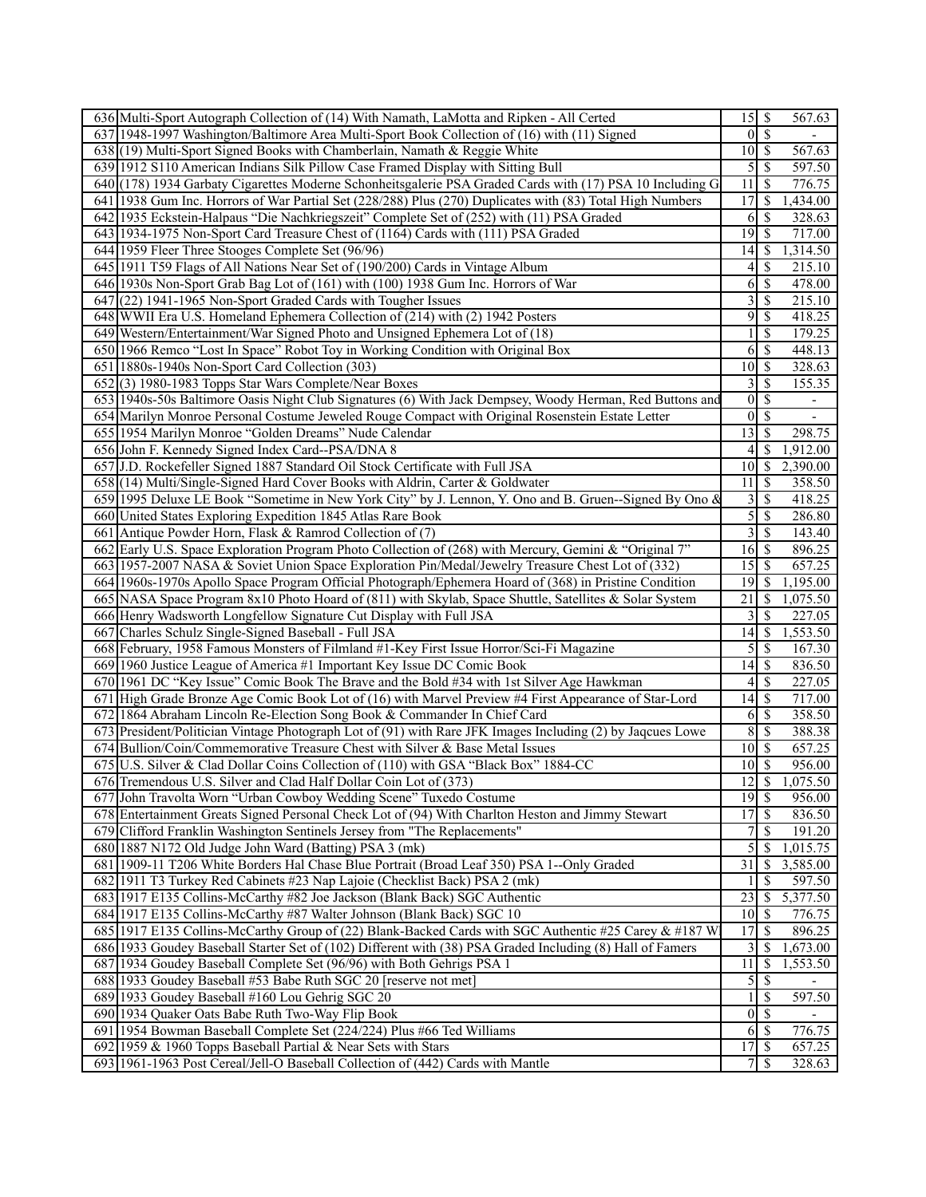| | | | | |
|---|---|---|---|---|
| 636 | Multi-Sport Autograph Collection of (14) With Namath, LaMotta and Ripken - All Certed | 15 | $ | 567.63 |
| 637 | 1948-1997 Washington/Baltimore Area Multi-Sport Book Collection of (16) with (11) Signed | 0 | $ | - |
| 638 | (19) Multi-Sport Signed Books with Chamberlain, Namath & Reggie White | 10 | $ | 567.63 |
| 639 | 1912 S110 American Indians Silk Pillow Case Framed Display with Sitting Bull | 5 | $ | 597.50 |
| 640 | (178) 1934 Garbaty Cigarettes Moderne Schonheitsgalerie PSA Graded Cards with (17) PSA 10 Including G | 11 | $ | 776.75 |
| 641 | 1938 Gum Inc. Horrors of War Partial Set (228/288) Plus (270) Duplicates with (83) Total High Numbers | 17 | $ | 1,434.00 |
| 642 | 1935 Eckstein-Halpaus "Die Nachkriegszeit" Complete Set of (252) with (11) PSA Graded | 6 | $ | 328.63 |
| 643 | 1934-1975 Non-Sport Card Treasure Chest of (1164) Cards with (111) PSA Graded | 19 | $ | 717.00 |
| 644 | 1959 Fleer Three Stooges Complete Set (96/96) | 14 | $ | 1,314.50 |
| 645 | 1911 T59 Flags of All Nations Near Set of (190/200) Cards in Vintage Album | 4 | $ | 215.10 |
| 646 | 1930s Non-Sport Grab Bag Lot of (161) with (100) 1938 Gum Inc. Horrors of War | 6 | $ | 478.00 |
| 647 | (22) 1941-1965 Non-Sport Graded Cards with Tougher Issues | 3 | $ | 215.10 |
| 648 | WWII Era U.S. Homeland Ephemera Collection of (214) with (2) 1942 Posters | 9 | $ | 418.25 |
| 649 | Western/Entertainment/War Signed Photo and Unsigned Ephemera Lot of (18) | 1 | $ | 179.25 |
| 650 | 1966 Remco "Lost In Space" Robot Toy in Working Condition with Original Box | 6 | $ | 448.13 |
| 651 | 1880s-1940s Non-Sport Card Collection (303) | 10 | $ | 328.63 |
| 652 | (3) 1980-1983 Topps Star Wars Complete/Near Boxes | 3 | $ | 155.35 |
| 653 | 1940s-50s Baltimore Oasis Night Club Signatures (6) With Jack Dempsey, Woody Herman, Red Buttons and | 0 | $ | - |
| 654 | Marilyn Monroe Personal Costume Jeweled Rouge Compact with Original Rosenstein Estate Letter | 0 | $ | - |
| 655 | 1954 Marilyn Monroe "Golden Dreams" Nude Calendar | 13 | $ | 298.75 |
| 656 | John F. Kennedy Signed Index Card--PSA/DNA 8 | 4 | $ | 1,912.00 |
| 657 | J.D. Rockefeller Signed 1887 Standard Oil Stock Certificate with Full JSA | 10 | $ | 2,390.00 |
| 658 | (14) Multi/Single-Signed Hard Cover Books with Aldrin, Carter & Goldwater | 11 | $ | 358.50 |
| 659 | 1995 Deluxe LE Book "Sometime in New York City" by J. Lennon, Y. Ono and B. Gruen--Signed By Ono & | 3 | $ | 418.25 |
| 660 | United States Exploring Expedition 1845 Atlas Rare Book | 5 | $ | 286.80 |
| 661 | Antique Powder Horn, Flask & Ramrod Collection of (7) | 3 | $ | 143.40 |
| 662 | Early U.S. Space Exploration Program Photo Collection of (268) with Mercury, Gemini & "Original 7" | 16 | $ | 896.25 |
| 663 | 1957-2007 NASA & Soviet Union Space Exploration Pin/Medal/Jewelry Treasure Chest Lot of (332) | 15 | $ | 657.25 |
| 664 | 1960s-1970s Apollo Space Program Official Photograph/Ephemera Hoard of (368) in Pristine Condition | 19 | $ | 1,195.00 |
| 665 | NASA Space Program 8x10 Photo Hoard of (811) with Skylab, Space Shuttle, Satellites & Solar System | 21 | $ | 1,075.50 |
| 666 | Henry Wadsworth Longfellow Signature Cut Display with Full JSA | 3 | $ | 227.05 |
| 667 | Charles Schulz Single-Signed Baseball - Full JSA | 14 | $ | 1,553.50 |
| 668 | February, 1958 Famous Monsters of Filmland #1-Key First Issue Horror/Sci-Fi Magazine | 5 | $ | 167.30 |
| 669 | 1960 Justice League of America #1 Important Key Issue DC Comic Book | 14 | $ | 836.50 |
| 670 | 1961 DC "Key Issue" Comic Book The Brave and the Bold #34 with 1st Silver Age Hawkman | 4 | $ | 227.05 |
| 671 | High Grade Bronze Age Comic Book Lot of (16) with Marvel Preview #4 First Appearance of Star-Lord | 14 | $ | 717.00 |
| 672 | 1864 Abraham Lincoln Re-Election Song Book & Commander In Chief Card | 6 | $ | 358.50 |
| 673 | President/Politician Vintage Photograph Lot of (91) with Rare JFK Images Including (2) by Jaqcues Lowe | 8 | $ | 388.38 |
| 674 | Bullion/Coin/Commemorative Treasure Chest with Silver & Base Metal Issues | 10 | $ | 657.25 |
| 675 | U.S. Silver & Clad Dollar Coins Collection of (110) with GSA "Black Box" 1884-CC | 10 | $ | 956.00 |
| 676 | Tremendous U.S. Silver and Clad Half Dollar Coin Lot of (373) | 12 | $ | 1,075.50 |
| 677 | John Travolta Worn "Urban Cowboy Wedding Scene" Tuxedo Costume | 19 | $ | 956.00 |
| 678 | Entertainment Greats Signed Personal Check Lot of (94) With Charlton Heston and Jimmy Stewart | 17 | $ | 836.50 |
| 679 | Clifford Franklin Washington Sentinels Jersey from "The Replacements" | 7 | $ | 191.20 |
| 680 | 1887 N172 Old Judge John Ward (Batting) PSA 3 (mk) | 5 | $ | 1,015.75 |
| 681 | 1909-11 T206 White Borders Hal Chase Blue Portrait (Broad Leaf 350) PSA 1--Only Graded | 31 | $ | 3,585.00 |
| 682 | 1911 T3 Turkey Red Cabinets #23 Nap Lajoie (Checklist Back) PSA 2 (mk) | 1 | $ | 597.50 |
| 683 | 1917 E135 Collins-McCarthy #82 Joe Jackson (Blank Back) SGC Authentic | 23 | $ | 5,377.50 |
| 684 | 1917 E135 Collins-McCarthy #87 Walter Johnson (Blank Back) SGC 10 | 10 | $ | 776.75 |
| 685 | 1917 E135 Collins-McCarthy Group of (22) Blank-Backed Cards with SGC Authentic #25 Carey & #187 W | 17 | $ | 896.25 |
| 686 | 1933 Goudey Baseball Starter Set of (102) Different with (38) PSA Graded Including (8) Hall of Famers | 3 | $ | 1,673.00 |
| 687 | 1934 Goudey Baseball Complete Set (96/96) with Both Gehrigs PSA 1 | 11 | $ | 1,553.50 |
| 688 | 1933 Goudey Baseball #53 Babe Ruth SGC 20 [reserve not met] | 5 | $ | - |
| 689 | 1933 Goudey Baseball #160 Lou Gehrig SGC 20 | 1 | $ | 597.50 |
| 690 | 1934 Quaker Oats Babe Ruth Two-Way Flip Book | 0 | $ | - |
| 691 | 1954 Bowman Baseball Complete Set (224/224) Plus #66 Ted Williams | 6 | $ | 776.75 |
| 692 | 1959 & 1960 Topps Baseball Partial & Near Sets with Stars | 17 | $ | 657.25 |
| 693 | 1961-1963 Post Cereal/Jell-O Baseball Collection of (442) Cards with Mantle | 7 | $ | 328.63 |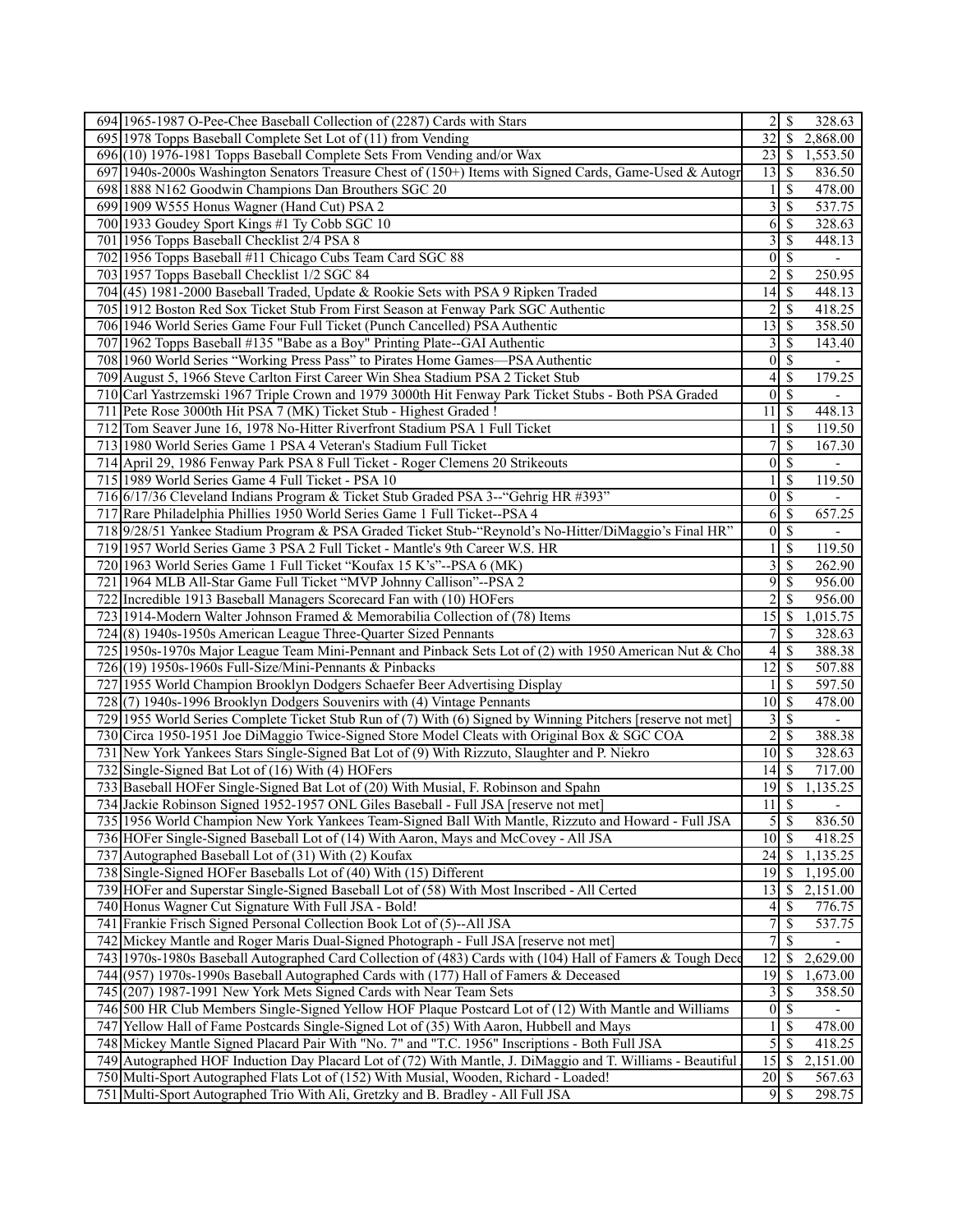| | | | | |
|---|---|---|---|---|
| 694 | 1965-1987 O-Pee-Chee Baseball Collection of (2287) Cards with Stars | 2 | $ | 328.63 |
| 695 | 1978 Topps Baseball Complete Set Lot of (11) from Vending | 32 | $ | 2,868.00 |
| 696 | (10) 1976-1981 Topps Baseball Complete Sets From Vending and/or Wax | 23 | $ | 1,553.50 |
| 697 | 1940s-2000s Washington Senators Treasure Chest of (150+) Items with Signed Cards, Game-Used & Autogr | 13 | $ | 836.50 |
| 698 | 1888 N162 Goodwin Champions Dan Brouthers SGC 20 | 1 | $ | 478.00 |
| 699 | 1909 W555 Honus Wagner (Hand Cut) PSA 2 | 3 | $ | 537.75 |
| 700 | 1933 Goudey Sport Kings #1 Ty Cobb SGC 10 | 6 | $ | 328.63 |
| 701 | 1956 Topps Baseball Checklist 2/4 PSA 8 | 3 | $ | 448.13 |
| 702 | 1956 Topps Baseball #11 Chicago Cubs Team Card SGC 88 | 0 | $ | - |
| 703 | 1957 Topps Baseball Checklist 1/2 SGC 84 | 2 | $ | 250.95 |
| 704 | (45) 1981-2000 Baseball Traded, Update & Rookie Sets with PSA 9 Ripken Traded | 14 | $ | 448.13 |
| 705 | 1912 Boston Red Sox Ticket Stub From First Season at Fenway Park SGC Authentic | 2 | $ | 418.25 |
| 706 | 1946 World Series Game Four Full Ticket (Punch Cancelled) PSA Authentic | 13 | $ | 358.50 |
| 707 | 1962 Topps Baseball #135 "Babe as a Boy" Printing Plate--GAI Authentic | 3 | $ | 143.40 |
| 708 | 1960 World Series "Working Press Pass" to Pirates Home Games—PSA Authentic | 0 | $ | - |
| 709 | August 5, 1966 Steve Carlton First Career Win Shea Stadium PSA 2 Ticket Stub | 4 | $ | 179.25 |
| 710 | Carl Yastrzemski 1967 Triple Crown and 1979 3000th Hit Fenway Park Ticket Stubs - Both PSA Graded | 0 | $ | - |
| 711 | Pete Rose 3000th Hit PSA 7 (MK) Ticket Stub - Highest Graded ! | 11 | $ | 448.13 |
| 712 | Tom Seaver June 16, 1978 No-Hitter Riverfront Stadium PSA 1 Full Ticket | 1 | $ | 119.50 |
| 713 | 1980 World Series Game 1 PSA 4 Veteran's Stadium Full Ticket | 7 | $ | 167.30 |
| 714 | April 29, 1986 Fenway Park PSA 8 Full Ticket - Roger Clemens 20 Strikeouts | 0 | $ | - |
| 715 | 1989 World Series Game 4 Full Ticket - PSA 10 | 1 | $ | 119.50 |
| 716 | 6/17/36 Cleveland Indians Program & Ticket Stub Graded PSA 3--"Gehrig HR #393" | 0 | $ | - |
| 717 | Rare Philadelphia Phillies 1950 World Series Game 1 Full Ticket--PSA 4 | 6 | $ | 657.25 |
| 718 | 9/28/51 Yankee Stadium Program & PSA Graded Ticket Stub-"Reynold's No-Hitter/DiMaggio's Final HR" | 0 | $ | - |
| 719 | 1957 World Series Game 3 PSA 2 Full Ticket - Mantle's 9th Career W.S. HR | 1 | $ | 119.50 |
| 720 | 1963 World Series Game 1 Full Ticket "Koufax 15 K's"--PSA 6 (MK) | 3 | $ | 262.90 |
| 721 | 1964 MLB All-Star Game Full Ticket "MVP Johnny Callison"--PSA 2 | 9 | $ | 956.00 |
| 722 | Incredible 1913 Baseball Managers Scorecard Fan with (10) HOFers | 2 | $ | 956.00 |
| 723 | 1914-Modern Walter Johnson Framed & Memorabilia Collection of (78) Items | 15 | $ | 1,015.75 |
| 724 | (8) 1940s-1950s American League Three-Quarter Sized Pennants | 7 | $ | 328.63 |
| 725 | 1950s-1970s Major League Team Mini-Pennant and Pinback Sets Lot of (2) with 1950 American Nut & Cho | 4 | $ | 388.38 |
| 726 | (19) 1950s-1960s Full-Size/Mini-Pennants & Pinbacks | 12 | $ | 507.88 |
| 727 | 1955 World Champion Brooklyn Dodgers Schaefer Beer Advertising Display | 1 | $ | 597.50 |
| 728 | (7) 1940s-1996 Brooklyn Dodgers Souvenirs with (4) Vintage Pennants | 10 | $ | 478.00 |
| 729 | 1955 World Series Complete Ticket Stub Run of (7) With (6) Signed by Winning Pitchers [reserve not met] | 3 | $ | - |
| 730 | Circa 1950-1951 Joe DiMaggio Twice-Signed Store Model Cleats with Original Box & SGC COA | 2 | $ | 388.38 |
| 731 | New York Yankees Stars Single-Signed Bat Lot of (9) With Rizzuto, Slaughter and P. Niekro | 10 | $ | 328.63 |
| 732 | Single-Signed Bat Lot of (16) With (4) HOFers | 14 | $ | 717.00 |
| 733 | Baseball HOFer Single-Signed Bat Lot of (20) With Musial, F. Robinson and Spahn | 19 | $ | 1,135.25 |
| 734 | Jackie Robinson Signed 1952-1957 ONL Giles Baseball - Full JSA [reserve not met] | 11 | $ | - |
| 735 | 1956 World Champion New York Yankees Team-Signed Ball With Mantle, Rizzuto and Howard - Full JSA | 5 | $ | 836.50 |
| 736 | HOFer Single-Signed Baseball Lot of (14) With Aaron, Mays and McCovey - All JSA | 10 | $ | 418.25 |
| 737 | Autographed Baseball Lot of (31) With (2) Koufax | 24 | $ | 1,135.25 |
| 738 | Single-Signed HOFer Baseballs Lot of (40) With (15) Different | 19 | $ | 1,195.00 |
| 739 | HOFer and Superstar Single-Signed Baseball Lot of (58) With Most Inscribed - All Certed | 13 | $ | 2,151.00 |
| 740 | Honus Wagner Cut Signature With Full JSA - Bold! | 4 | $ | 776.75 |
| 741 | Frankie Frisch Signed Personal Collection Book Lot of (5)--All JSA | 7 | $ | 537.75 |
| 742 | Mickey Mantle and Roger Maris Dual-Signed Photograph - Full JSA [reserve not met] | 7 | $ | - |
| 743 | 1970s-1980s Baseball Autographed Card Collection of (483) Cards with (104) Hall of Famers & Tough Dece | 12 | $ | 2,629.00 |
| 744 | (957) 1970s-1990s Baseball Autographed Cards with (177) Hall of Famers & Deceased | 19 | $ | 1,673.00 |
| 745 | (207) 1987-1991 New York Mets Signed Cards with Near Team Sets | 3 | $ | 358.50 |
| 746 | 500 HR Club Members Single-Signed Yellow HOF Plaque Postcard Lot of (12) With Mantle and Williams | 0 | $ | - |
| 747 | Yellow Hall of Fame Postcards Single-Signed Lot of (35) With Aaron, Hubbell and Mays | 1 | $ | 478.00 |
| 748 | Mickey Mantle Signed Placard Pair With "No. 7" and "T.C. 1956" Inscriptions - Both Full JSA | 5 | $ | 418.25 |
| 749 | Autographed HOF Induction Day Placard Lot of (72) With Mantle, J. DiMaggio and T. Williams - Beautiful | 15 | $ | 2,151.00 |
| 750 | Multi-Sport Autographed Flats Lot of (152) With Musial, Wooden, Richard - Loaded! | 20 | $ | 567.63 |
| 751 | Multi-Sport Autographed Trio With Ali, Gretzky and B. Bradley - All Full JSA | 9 | $ | 298.75 |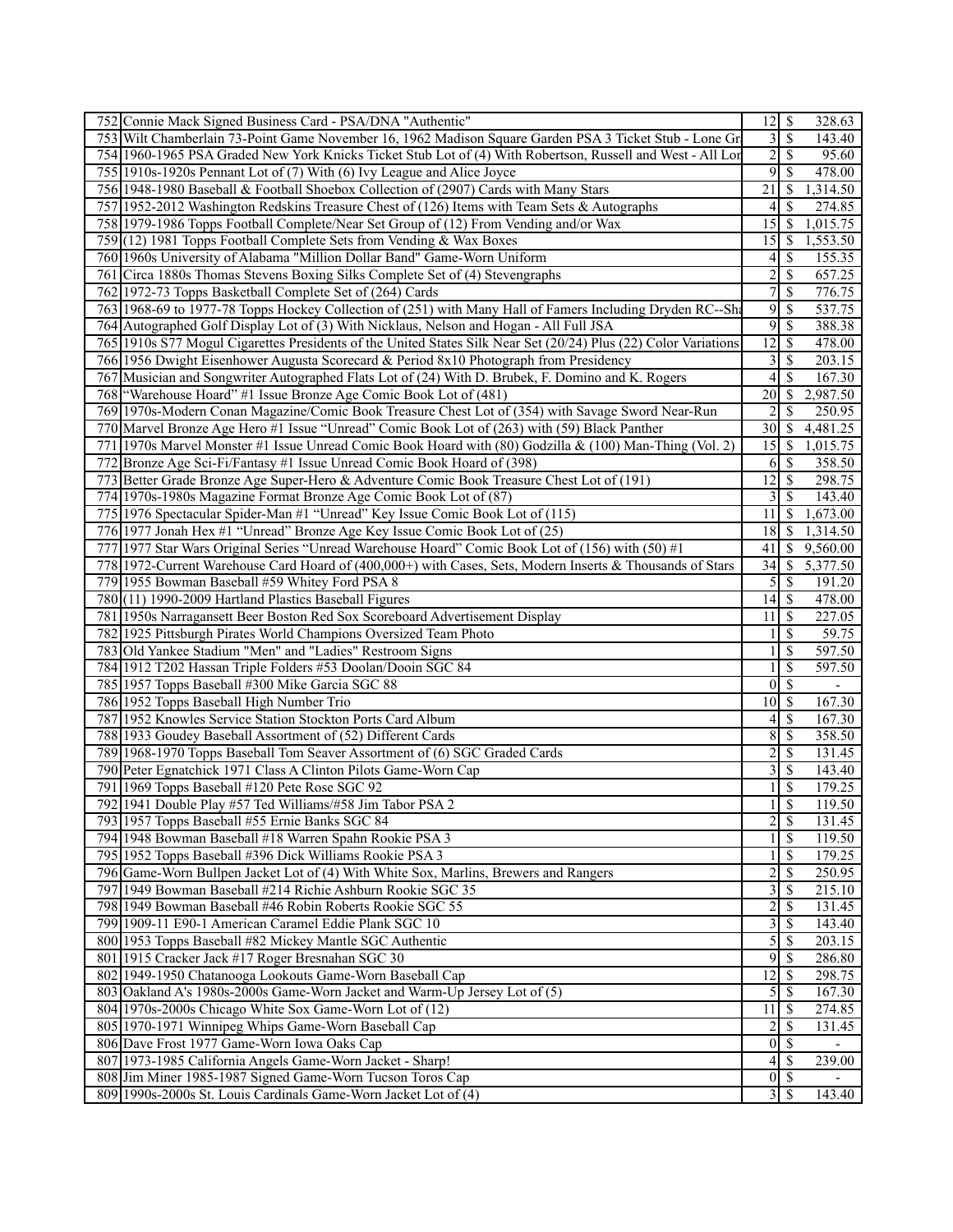| | | | | |
|---|---|---|---|---|
| 752 | Connie Mack Signed Business Card - PSA/DNA "Authentic" | 12 | $ | 328.63 |
| 753 | Wilt Chamberlain 73-Point Game November 16, 1962 Madison Square Garden PSA 3 Ticket Stub - Lone Gr | 3 | $ | 143.40 |
| 754 | 1960-1965 PSA Graded New York Knicks Ticket Stub Lot of (4) With Robertson, Russell and West - All Lor | 2 | $ | 95.60 |
| 755 | 1910s-1920s Pennant Lot of (7) With (6) Ivy League and Alice Joyce | 9 | $ | 478.00 |
| 756 | 1948-1980 Baseball & Football Shoebox Collection of (2907) Cards with Many Stars | 21 | $ | 1,314.50 |
| 757 | 1952-2012 Washington Redskins Treasure Chest of (126) Items with Team Sets & Autographs | 4 | $ | 274.85 |
| 758 | 1979-1986 Topps Football Complete/Near Set Group of (12) From Vending and/or Wax | 15 | $ | 1,015.75 |
| 759 | (12) 1981 Topps Football Complete Sets from Vending & Wax Boxes | 15 | $ | 1,553.50 |
| 760 | 1960s University of Alabama "Million Dollar Band" Game-Worn Uniform | 4 | $ | 155.35 |
| 761 | Circa 1880s Thomas Stevens Boxing Silks Complete Set of (4) Stevengraphs | 2 | $ | 657.25 |
| 762 | 1972-73 Topps Basketball Complete Set of (264) Cards | 7 | $ | 776.75 |
| 763 | 1968-69 to 1977-78 Topps Hockey Collection of (251) with Many Hall of Famers Including Dryden RC--Sha | 9 | $ | 537.75 |
| 764 | Autographed Golf Display Lot of (3) With Nicklaus, Nelson and Hogan - All Full JSA | 9 | $ | 388.38 |
| 765 | 1910s S77 Mogul Cigarettes Presidents of the United States Silk Near Set (20/24) Plus (22) Color Variations | 12 | $ | 478.00 |
| 766 | 1956 Dwight Eisenhower Augusta Scorecard & Period 8x10 Photograph from Presidency | 3 | $ | 203.15 |
| 767 | Musician and Songwriter Autographed Flats Lot of (24) With D. Brubek, F. Domino and K. Rogers | 4 | $ | 167.30 |
| 768 | "Warehouse Hoard" #1 Issue Bronze Age Comic Book Lot of (481) | 20 | $ | 2,987.50 |
| 769 | 1970s-Modern Conan Magazine/Comic Book Treasure Chest Lot of (354) with Savage Sword Near-Run | 2 | $ | 250.95 |
| 770 | Marvel Bronze Age Hero #1 Issue "Unread" Comic Book Lot of (263) with (59) Black Panther | 30 | $ | 4,481.25 |
| 771 | 1970s Marvel Monster #1 Issue Unread Comic Book Hoard with (80) Godzilla & (100) Man-Thing (Vol. 2) | 15 | $ | 1,015.75 |
| 772 | Bronze Age Sci-Fi/Fantasy #1 Issue Unread Comic Book Hoard of (398) | 6 | $ | 358.50 |
| 773 | Better Grade Bronze Age Super-Hero & Adventure Comic Book Treasure Chest Lot of (191) | 12 | $ | 298.75 |
| 774 | 1970s-1980s Magazine Format Bronze Age Comic Book Lot of (87) | 3 | $ | 143.40 |
| 775 | 1976 Spectacular Spider-Man #1 "Unread" Key Issue Comic Book Lot of (115) | 11 | $ | 1,673.00 |
| 776 | 1977 Jonah Hex #1 "Unread" Bronze Age Key Issue Comic Book Lot of (25) | 18 | $ | 1,314.50 |
| 777 | 1977 Star Wars Original Series "Unread Warehouse Hoard" Comic Book Lot of (156) with (50) #1 | 41 | $ | 9,560.00 |
| 778 | 1972-Current Warehouse Card Hoard of (400,000+) with Cases, Sets, Modern Inserts & Thousands of Stars | 34 | $ | 5,377.50 |
| 779 | 1955 Bowman Baseball #59 Whitey Ford PSA 8 | 5 | $ | 191.20 |
| 780 | (11) 1990-2009 Hartland Plastics Baseball Figures | 14 | $ | 478.00 |
| 781 | 1950s Narragansett Beer Boston Red Sox Scoreboard Advertisement Display | 11 | $ | 227.05 |
| 782 | 1925 Pittsburgh Pirates World Champions Oversized Team Photo | 1 | $ | 59.75 |
| 783 | Old Yankee Stadium "Men" and "Ladies" Restroom Signs | 1 | $ | 597.50 |
| 784 | 1912 T202 Hassan Triple Folders #53 Doolan/Dooin SGC 84 | 1 | $ | 597.50 |
| 785 | 1957 Topps Baseball #300 Mike Garcia SGC 88 | 0 | $ | - |
| 786 | 1952 Topps Baseball High Number Trio | 10 | $ | 167.30 |
| 787 | 1952 Knowles Service Station Stockton Ports Card Album | 4 | $ | 167.30 |
| 788 | 1933 Goudey Baseball Assortment of (52) Different Cards | 8 | $ | 358.50 |
| 789 | 1968-1970 Topps Baseball Tom Seaver Assortment of (6) SGC Graded Cards | 2 | $ | 131.45 |
| 790 | Peter Egnatchick 1971 Class A Clinton Pilots Game-Worn Cap | 3 | $ | 143.40 |
| 791 | 1969 Topps Baseball #120 Pete Rose SGC 92 | 1 | $ | 179.25 |
| 792 | 1941 Double Play #57 Ted Williams/#58 Jim Tabor PSA 2 | 1 | $ | 119.50 |
| 793 | 1957 Topps Baseball #55 Ernie Banks SGC 84 | 2 | $ | 131.45 |
| 794 | 1948 Bowman Baseball #18 Warren Spahn Rookie PSA 3 | 1 | $ | 119.50 |
| 795 | 1952 Topps Baseball #396 Dick Williams Rookie PSA 3 | 1 | $ | 179.25 |
| 796 | Game-Worn Bullpen Jacket Lot of (4) With White Sox, Marlins, Brewers and Rangers | 2 | $ | 250.95 |
| 797 | 1949 Bowman Baseball #214 Richie Ashburn Rookie SGC 35 | 3 | $ | 215.10 |
| 798 | 1949 Bowman Baseball #46 Robin Roberts Rookie SGC 55 | 2 | $ | 131.45 |
| 799 | 1909-11 E90-1 American Caramel Eddie Plank SGC 10 | 3 | $ | 143.40 |
| 800 | 1953 Topps Baseball #82 Mickey Mantle SGC Authentic | 5 | $ | 203.15 |
| 801 | 1915 Cracker Jack #17 Roger Bresnahan SGC 30 | 9 | $ | 286.80 |
| 802 | 1949-1950 Chatanooga Lookouts Game-Worn Baseball Cap | 12 | $ | 298.75 |
| 803 | Oakland A's 1980s-2000s Game-Worn Jacket and Warm-Up Jersey Lot of (5) | 5 | $ | 167.30 |
| 804 | 1970s-2000s Chicago White Sox Game-Worn Lot of (12) | 11 | $ | 274.85 |
| 805 | 1970-1971 Winnipeg Whips Game-Worn Baseball Cap | 2 | $ | 131.45 |
| 806 | Dave Frost 1977 Game-Worn Iowa Oaks Cap | 0 | $ | - |
| 807 | 1973-1985 California Angels Game-Worn Jacket - Sharp! | 4 | $ | 239.00 |
| 808 | Jim Miner 1985-1987 Signed Game-Worn Tucson Toros Cap | 0 | $ | - |
| 809 | 1990s-2000s St. Louis Cardinals Game-Worn Jacket Lot of (4) | 3 | $ | 143.40 |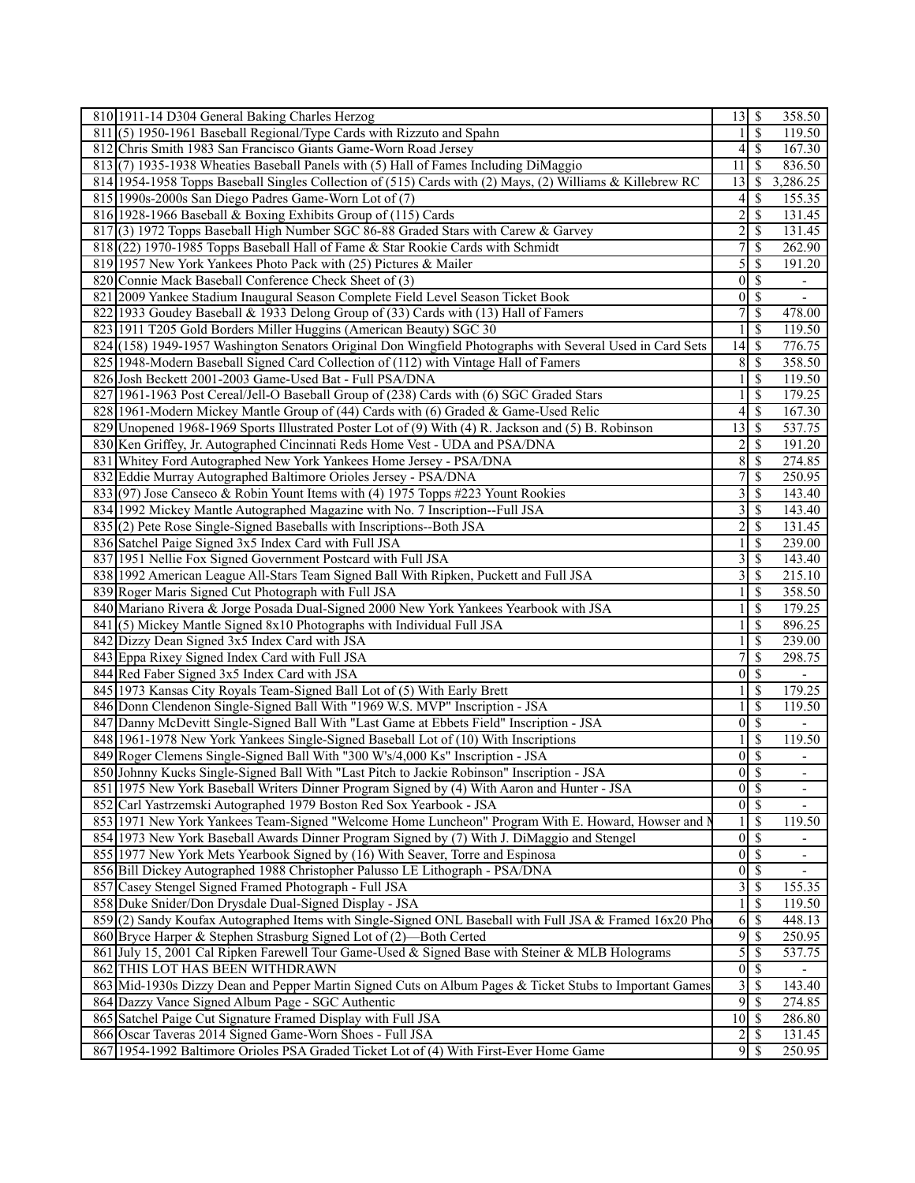| | | | | |
|---|---|---|---|---|
| 810 | 1911-14 D304 General Baking Charles Herzog | 13 | $ | 358.50 |
| 811 | (5) 1950-1961 Baseball Regional/Type Cards with Rizzuto and Spahn | 1 | $ | 119.50 |
| 812 | Chris Smith 1983 San Francisco Giants Game-Worn Road Jersey | 4 | $ | 167.30 |
| 813 | (7) 1935-1938 Wheaties Baseball Panels with (5) Hall of Fames Including DiMaggio | 11 | $ | 836.50 |
| 814 | 1954-1958 Topps Baseball Singles Collection of (515) Cards with (2) Mays, (2) Williams & Killebrew RC | 13 | $ | 3,286.25 |
| 815 | 1990s-2000s San Diego Padres Game-Worn Lot of (7) | 4 | $ | 155.35 |
| 816 | 1928-1966 Baseball & Boxing Exhibits Group of (115) Cards | 2 | $ | 131.45 |
| 817 | (3) 1972 Topps Baseball High Number SGC 86-88 Graded Stars with Carew & Garvey | 2 | $ | 131.45 |
| 818 | (22) 1970-1985 Topps Baseball Hall of Fame & Star Rookie Cards with Schmidt | 7 | $ | 262.90 |
| 819 | 1957 New York Yankees Photo Pack with (25) Pictures & Mailer | 5 | $ | 191.20 |
| 820 | Connie Mack Baseball Conference Check Sheet of (3) | 0 | $ | - |
| 821 | 2009 Yankee Stadium Inaugural Season Complete Field Level Season Ticket Book | 0 | $ | - |
| 822 | 1933 Goudey Baseball & 1933 Delong Group of (33) Cards with (13) Hall of Famers | 7 | $ | 478.00 |
| 823 | 1911 T205 Gold Borders Miller Huggins (American Beauty) SGC 30 | 1 | $ | 119.50 |
| 824 | (158) 1949-1957 Washington Senators Original Don Wingfield Photographs with Several Used in Card Sets | 14 | $ | 776.75 |
| 825 | 1948-Modern Baseball Signed Card Collection of (112) with Vintage Hall of Famers | 8 | $ | 358.50 |
| 826 | Josh Beckett 2001-2003 Game-Used Bat - Full PSA/DNA | 1 | $ | 119.50 |
| 827 | 1961-1963 Post Cereal/Jell-O Baseball Group of (238) Cards with (6) SGC Graded Stars | 1 | $ | 179.25 |
| 828 | 1961-Modern Mickey Mantle Group of (44) Cards with (6) Graded & Game-Used Relic | 4 | $ | 167.30 |
| 829 | Unopened 1968-1969 Sports Illustrated Poster Lot of (9) With (4) R. Jackson and (5) B. Robinson | 13 | $ | 537.75 |
| 830 | Ken Griffey, Jr. Autographed Cincinnati Reds Home Vest - UDA and PSA/DNA | 2 | $ | 191.20 |
| 831 | Whitey Ford Autographed New York Yankees Home Jersey - PSA/DNA | 8 | $ | 274.85 |
| 832 | Eddie Murray Autographed Baltimore Orioles Jersey - PSA/DNA | 7 | $ | 250.95 |
| 833 | (97) Jose Canseco & Robin Yount Items with (4) 1975 Topps #223 Yount Rookies | 3 | $ | 143.40 |
| 834 | 1992 Mickey Mantle Autographed Magazine with No. 7 Inscription--Full JSA | 3 | $ | 143.40 |
| 835 | (2) Pete Rose Single-Signed Baseballs with Inscriptions--Both JSA | 2 | $ | 131.45 |
| 836 | Satchel Paige Signed 3x5 Index Card with Full JSA | 1 | $ | 239.00 |
| 837 | 1951 Nellie Fox Signed Government Postcard with Full JSA | 3 | $ | 143.40 |
| 838 | 1992 American League All-Stars Team Signed Ball With Ripken, Puckett and Full JSA | 3 | $ | 215.10 |
| 839 | Roger Maris Signed Cut Photograph with Full JSA | 1 | $ | 358.50 |
| 840 | Mariano Rivera & Jorge Posada Dual-Signed 2000 New York Yankees Yearbook with JSA | 1 | $ | 179.25 |
| 841 | (5) Mickey Mantle Signed 8x10 Photographs with Individual Full JSA | 1 | $ | 896.25 |
| 842 | Dizzy Dean Signed 3x5 Index Card with JSA | 1 | $ | 239.00 |
| 843 | Eppa Rixey Signed Index Card with Full JSA | 7 | $ | 298.75 |
| 844 | Red Faber Signed 3x5 Index Card with JSA | 0 | $ | - |
| 845 | 1973 Kansas City Royals Team-Signed Ball Lot of (5) With Early Brett | 1 | $ | 179.25 |
| 846 | Donn Clendenon Single-Signed Ball With "1969 W.S. MVP" Inscription - JSA | 1 | $ | 119.50 |
| 847 | Danny McDevitt Single-Signed Ball With "Last Game at Ebbets Field" Inscription - JSA | 0 | $ | - |
| 848 | 1961-1978 New York Yankees Single-Signed Baseball Lot of (10) With Inscriptions | 1 | $ | 119.50 |
| 849 | Roger Clemens Single-Signed Ball With "300 W's/4,000 Ks" Inscription - JSA | 0 | $ | - |
| 850 | Johnny Kucks Single-Signed Ball With "Last Pitch to Jackie Robinson" Inscription - JSA | 0 | $ | - |
| 851 | 1975 New York Baseball Writers Dinner Program Signed by (4) With Aaron and Hunter - JSA | 0 | $ | - |
| 852 | Carl Yastrzemski Autographed 1979 Boston Red Sox Yearbook - JSA | 0 | $ | - |
| 853 | 1971 New York Yankees Team-Signed "Welcome Home Luncheon" Program With E. Howard, Howser and M | 1 | $ | 119.50 |
| 854 | 1973 New York Baseball Awards Dinner Program Signed by (7) With J. DiMaggio and Stengel | 0 | $ | - |
| 855 | 1977 New York Mets Yearbook Signed by (16) With Seaver, Torre and Espinosa | 0 | $ | - |
| 856 | Bill Dickey Autographed 1988 Christopher Palusso LE Lithograph - PSA/DNA | 0 | $ | - |
| 857 | Casey Stengel Signed Framed Photograph - Full JSA | 3 | $ | 155.35 |
| 858 | Duke Snider/Don Drysdale Dual-Signed Display - JSA | 1 | $ | 119.50 |
| 859 | (2) Sandy Koufax Autographed Items with Single-Signed ONL Baseball with Full JSA & Framed 16x20 Pho | 6 | $ | 448.13 |
| 860 | Bryce Harper & Stephen Strasburg Signed Lot of (2)—Both Certed | 9 | $ | 250.95 |
| 861 | July 15, 2001 Cal Ripken Farewell Tour Game-Used & Signed Base with Steiner & MLB Holograms | 5 | $ | 537.75 |
| 862 | THIS LOT HAS BEEN WITHDRAWN | 0 | $ | - |
| 863 | Mid-1930s Dizzy Dean and Pepper Martin Signed Cuts on Album Pages & Ticket Stubs to Important Games | 3 | $ | 143.40 |
| 864 | Dazzy Vance Signed Album Page - SGC Authentic | 9 | $ | 274.85 |
| 865 | Satchel Paige Cut Signature Framed Display with Full JSA | 10 | $ | 286.80 |
| 866 | Oscar Taveras 2014 Signed Game-Worn Shoes - Full JSA | 2 | $ | 131.45 |
| 867 | 1954-1992 Baltimore Orioles PSA Graded Ticket Lot of (4) With First-Ever Home Game | 9 | $ | 250.95 |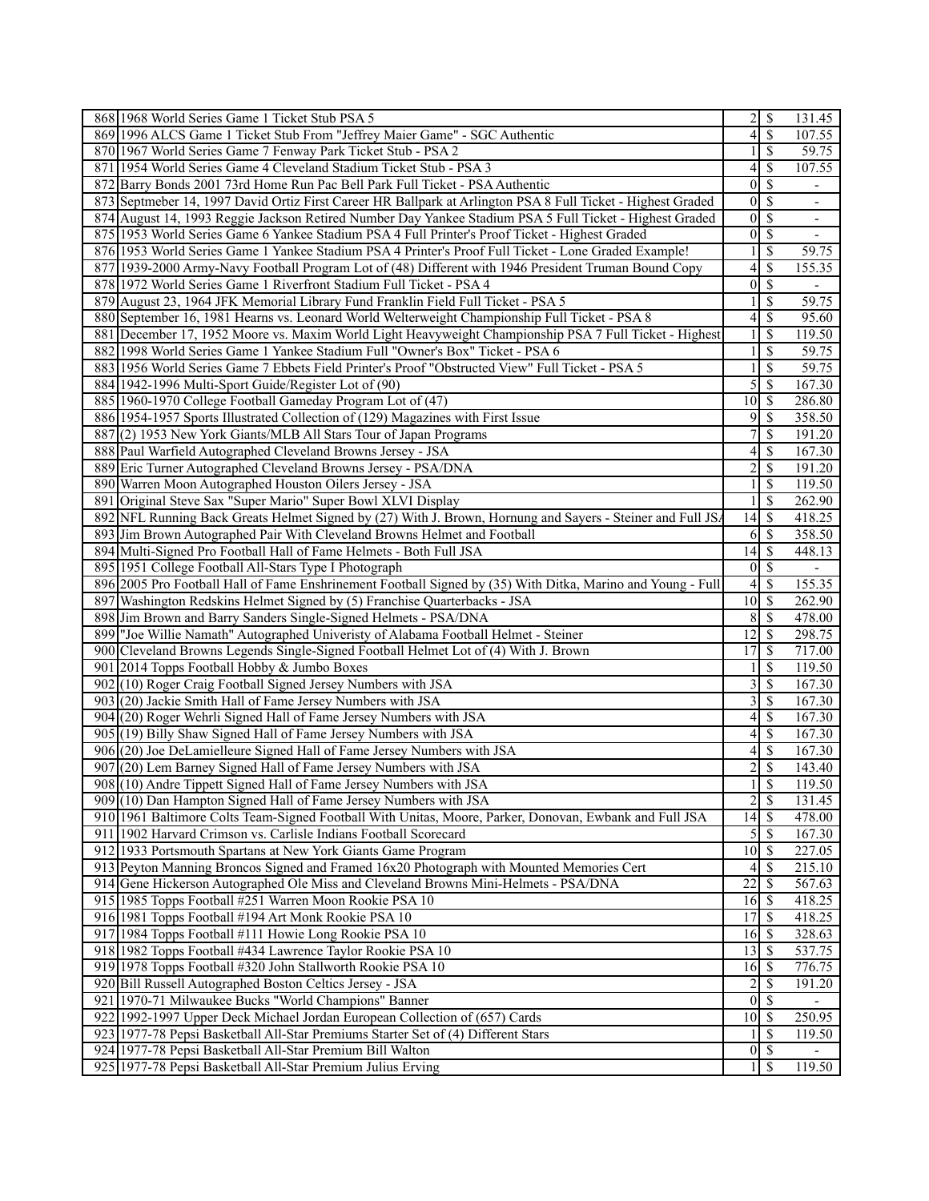| | | | | |
|---|---|---|---|---|
| 868 | 1968 World Series Game 1 Ticket Stub PSA 5 | 2 | $ | 131.45 |
| 869 | 1996 ALCS Game 1 Ticket Stub From "Jeffrey Maier Game" - SGC Authentic | 4 | $ | 107.55 |
| 870 | 1967 World Series Game 7 Fenway Park Ticket Stub - PSA 2 | 1 | $ | 59.75 |
| 871 | 1954 World Series Game 4 Cleveland Stadium Ticket Stub - PSA 3 | 4 | $ | 107.55 |
| 872 | Barry Bonds 2001 73rd Home Run Pac Bell Park Full Ticket - PSA Authentic | 0 | $ | - |
| 873 | Septmeber 14, 1997 David Ortiz First Career HR Ballpark at Arlington PSA 8 Full Ticket - Highest Graded | 0 | $ | - |
| 874 | August 14, 1993 Reggie Jackson Retired Number Day Yankee Stadium PSA 5 Full Ticket - Highest Graded | 0 | $ | - |
| 875 | 1953 World Series Game 6 Yankee Stadium PSA 4 Full Printer's Proof Ticket - Highest Graded | 0 | $ | - |
| 876 | 1953 World Series Game 1 Yankee Stadium PSA 4 Printer's Proof Full Ticket - Lone Graded Example! | 1 | $ | 59.75 |
| 877 | 1939-2000 Army-Navy Football Program Lot of (48) Different with 1946 President Truman Bound Copy | 4 | $ | 155.35 |
| 878 | 1972 World Series Game 1 Riverfront Stadium Full Ticket - PSA 4 | 0 | $ | - |
| 879 | August 23, 1964 JFK Memorial Library Fund Franklin Field Full Ticket - PSA 5 | 1 | $ | 59.75 |
| 880 | September 16, 1981 Hearns vs. Leonard World Welterweight Championship Full Ticket - PSA 8 | 4 | $ | 95.60 |
| 881 | December 17, 1952 Moore vs. Maxim World Light Heavyweight Championship PSA 7 Full Ticket - Highest | 1 | $ | 119.50 |
| 882 | 1998 World Series Game 1 Yankee Stadium Full "Owner's Box" Ticket - PSA 6 | 1 | $ | 59.75 |
| 883 | 1956 World Series Game 7 Ebbets Field Printer's Proof "Obstructed View" Full Ticket - PSA 5 | 1 | $ | 59.75 |
| 884 | 1942-1996 Multi-Sport Guide/Register Lot of (90) | 5 | $ | 167.30 |
| 885 | 1960-1970 College Football Gameday Program Lot of (47) | 10 | $ | 286.80 |
| 886 | 1954-1957 Sports Illustrated Collection of (129) Magazines with First Issue | 9 | $ | 358.50 |
| 887 | (2) 1953 New York Giants/MLB All Stars Tour of Japan Programs | 7 | $ | 191.20 |
| 888 | Paul Warfield Autographed Cleveland Browns Jersey - JSA | 4 | $ | 167.30 |
| 889 | Eric Turner Autographed Cleveland Browns Jersey - PSA/DNA | 2 | $ | 191.20 |
| 890 | Warren Moon Autographed Houston Oilers Jersey - JSA | 1 | $ | 119.50 |
| 891 | Original Steve Sax "Super Mario" Super Bowl XLVI Display | 1 | $ | 262.90 |
| 892 | NFL Running Back Greats Helmet Signed by (27) With J. Brown, Hornung and Sayers - Steiner and Full JSA | 14 | $ | 418.25 |
| 893 | Jim Brown Autographed Pair With Cleveland Browns Helmet and Football | 6 | $ | 358.50 |
| 894 | Multi-Signed Pro Football Hall of Fame Helmets - Both Full JSA | 14 | $ | 448.13 |
| 895 | 1951 College Football All-Stars Type I Photograph | 0 | $ | - |
| 896 | 2005 Pro Football Hall of Fame Enshrinement Football Signed by (35) With Ditka, Marino and Young - Full | 4 | $ | 155.35 |
| 897 | Washington Redskins Helmet Signed by (5) Franchise Quarterbacks - JSA | 10 | $ | 262.90 |
| 898 | Jim Brown and Barry Sanders Single-Signed Helmets - PSA/DNA | 8 | $ | 478.00 |
| 899 | "Joe Willie Namath" Autographed Univeristy of Alabama Football Helmet - Steiner | 12 | $ | 298.75 |
| 900 | Cleveland Browns Legends Single-Signed Football Helmet Lot of (4) With J. Brown | 17 | $ | 717.00 |
| 901 | 2014 Topps Football Hobby & Jumbo Boxes | 1 | $ | 119.50 |
| 902 | (10) Roger Craig Football Signed Jersey Numbers with JSA | 3 | $ | 167.30 |
| 903 | (20) Jackie Smith Hall of Fame Jersey Numbers with JSA | 3 | $ | 167.30 |
| 904 | (20) Roger Wehrli Signed Hall of Fame Jersey Numbers with JSA | 4 | $ | 167.30 |
| 905 | (19) Billy Shaw Signed Hall of Fame Jersey Numbers with JSA | 4 | $ | 167.30 |
| 906 | (20) Joe DeLamielleure Signed Hall of Fame Jersey Numbers with JSA | 4 | $ | 167.30 |
| 907 | (20) Lem Barney Signed Hall of Fame Jersey Numbers with JSA | 2 | $ | 143.40 |
| 908 | (10) Andre Tippett Signed Hall of Fame Jersey Numbers with JSA | 1 | $ | 119.50 |
| 909 | (10) Dan Hampton Signed Hall of Fame Jersey Numbers with JSA | 2 | $ | 131.45 |
| 910 | 1961 Baltimore Colts Team-Signed Football With Unitas, Moore, Parker, Donovan, Ewbank and Full JSA | 14 | $ | 478.00 |
| 911 | 1902 Harvard Crimson vs. Carlisle Indians Football Scorecard | 5 | $ | 167.30 |
| 912 | 1933 Portsmouth Spartans at New York Giants Game Program | 10 | $ | 227.05 |
| 913 | Peyton Manning Broncos Signed and Framed 16x20 Photograph with Mounted Memories Cert | 4 | $ | 215.10 |
| 914 | Gene Hickerson Autographed Ole Miss and Cleveland Browns Mini-Helmets - PSA/DNA | 22 | $ | 567.63 |
| 915 | 1985 Topps Football #251 Warren Moon Rookie PSA 10 | 16 | $ | 418.25 |
| 916 | 1981 Topps Football #194 Art Monk Rookie PSA 10 | 17 | $ | 418.25 |
| 917 | 1984 Topps Football #111 Howie Long Rookie PSA 10 | 16 | $ | 328.63 |
| 918 | 1982 Topps Football #434 Lawrence Taylor Rookie PSA 10 | 13 | $ | 537.75 |
| 919 | 1978 Topps Football #320 John Stallworth Rookie PSA 10 | 16 | $ | 776.75 |
| 920 | Bill Russell Autographed Boston Celtics Jersey - JSA | 2 | $ | 191.20 |
| 921 | 1970-71 Milwaukee Bucks "World Champions" Banner | 0 | $ | - |
| 922 | 1992-1997 Upper Deck Michael Jordan European Collection of (657) Cards | 10 | $ | 250.95 |
| 923 | 1977-78 Pepsi Basketball All-Star Premiums Starter Set of (4) Different Stars | 1 | $ | 119.50 |
| 924 | 1977-78 Pepsi Basketball All-Star Premium Bill Walton | 0 | $ | - |
| 925 | 1977-78 Pepsi Basketball All-Star Premium Julius Erving | 1 | $ | 119.50 |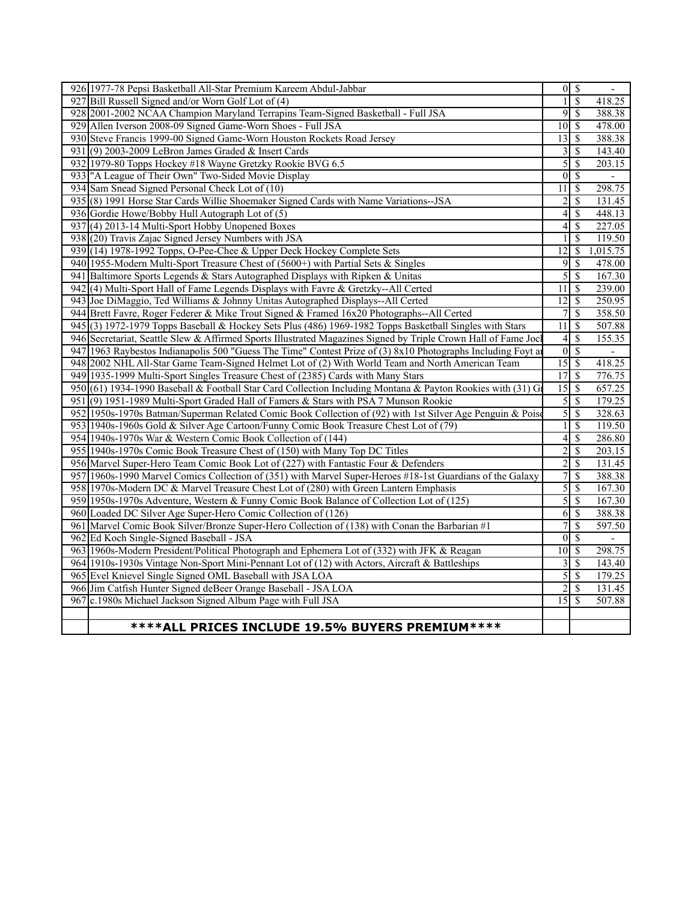| | | | | |
|---|---|---|---|---|
| 926 | 1977-78 Pepsi Basketball All-Star Premium Kareem Abdul-Jabbar | 0 | $ | - |
| 927 | Bill Russell Signed and/or Worn Golf Lot of (4) | 1 | $ | 418.25 |
| 928 | 2001-2002 NCAA Champion Maryland Terrapins Team-Signed Basketball - Full JSA | 9 | $ | 388.38 |
| 929 | Allen Iverson 2008-09 Signed Game-Worn Shoes - Full JSA | 10 | $ | 478.00 |
| 930 | Steve Francis 1999-00 Signed Game-Worn Houston Rockets Road Jersey | 13 | $ | 388.38 |
| 931 | (9) 2003-2009 LeBron James Graded & Insert Cards | 3 | $ | 143.40 |
| 932 | 1979-80 Topps Hockey #18 Wayne Gretzky Rookie BVG 6.5 | 5 | $ | 203.15 |
| 933 | "A League of Their Own" Two-Sided Movie Display | 0 | $ | - |
| 934 | Sam Snead Signed Personal Check Lot of (10) | 11 | $ | 298.75 |
| 935 | (8) 1991 Horse Star Cards Willie Shoemaker Signed Cards with Name Variations--JSA | 2 | $ | 131.45 |
| 936 | Gordie Howe/Bobby Hull Autograph Lot of (5) | 4 | $ | 448.13 |
| 937 | (4) 2013-14 Multi-Sport Hobby Unopened Boxes | 4 | $ | 227.05 |
| 938 | (20) Travis Zajac Signed Jersey Numbers with JSA | 1 | $ | 119.50 |
| 939 | (14) 1978-1992 Topps, O-Pee-Chee & Upper Deck Hockey Complete Sets | 12 | $ | 1,015.75 |
| 940 | 1955-Modern Multi-Sport Treasure Chest of (5600+) with Partial Sets & Singles | 9 | $ | 478.00 |
| 941 | Baltimore Sports Legends & Stars Autographed Displays with Ripken & Unitas | 5 | $ | 167.30 |
| 942 | (4) Multi-Sport Hall of Fame Legends Displays with Favre & Gretzky--All Certed | 11 | $ | 239.00 |
| 943 | Joe DiMaggio, Ted Williams & Johnny Unitas Autographed Displays--All Certed | 12 | $ | 250.95 |
| 944 | Brett Favre, Roger Federer & Mike Trout Signed & Framed 16x20 Photographs--All Certed | 7 | $ | 358.50 |
| 945 | (3) 1972-1979 Topps Baseball & Hockey Sets Plus (486) 1969-1982 Topps Basketball Singles with Stars | 11 | $ | 507.88 |
| 946 | Secretariat, Seattle Slew & Affirmed Sports Illustrated Magazines Signed by Triple Crown Hall of Fame Jocl | 4 | $ | 155.35 |
| 947 | 1963 Raybestos Indianapolis 500 "Guess The Time" Contest Prize of (3) 8x10 Photographs Including Foyt ai | 0 | $ | - |
| 948 | 2002 NHL All-Star Game Team-Signed Helmet Lot of (2) With World Team and North American Team | 15 | $ | 418.25 |
| 949 | 1935-1999 Multi-Sport Singles Treasure Chest of (2385) Cards with Many Stars | 17 | $ | 776.75 |
| 950 | (61) 1934-1990 Baseball & Football Star Card Collection Including Montana & Payton Rookies with (31) Gi | 15 | $ | 657.25 |
| 951 | (9) 1951-1989 Multi-Sport Graded Hall of Famers & Stars with PSA 7 Munson Rookie | 5 | $ | 179.25 |
| 952 | 1950s-1970s Batman/Superman Related Comic Book Collection of (92) with 1st Silver Age Penguin & Poiso | 5 | $ | 328.63 |
| 953 | 1940s-1960s Gold & Silver Age Cartoon/Funny Comic Book Treasure Chest Lot of (79) | 1 | $ | 119.50 |
| 954 | 1940s-1970s War & Western Comic Book Collection of (144) | 4 | $ | 286.80 |
| 955 | 1940s-1970s Comic Book Treasure Chest of (150) with Many Top DC Titles | 2 | $ | 203.15 |
| 956 | Marvel Super-Hero Team Comic Book Lot of (227) with Fantastic Four & Defenders | 2 | $ | 131.45 |
| 957 | 1960s-1990 Marvel Comics Collection of (351) with Marvel Super-Heroes #18-1st Guardians of the Galaxy | 7 | $ | 388.38 |
| 958 | 1970s-Modern DC & Marvel Treasure Chest Lot of (280) with Green Lantern Emphasis | 5 | $ | 167.30 |
| 959 | 1950s-1970s Adventure, Western & Funny Comic Book Balance of Collection Lot of (125) | 5 | $ | 167.30 |
| 960 | Loaded DC Silver Age Super-Hero Comic Collection of (126) | 6 | $ | 388.38 |
| 961 | Marvel Comic Book Silver/Bronze Super-Hero Collection of (138) with Conan the Barbarian #1 | 7 | $ | 597.50 |
| 962 | Ed Koch Single-Signed Baseball - JSA | 0 | $ | - |
| 963 | 1960s-Modern President/Political Photograph and Ephemera Lot of (332) with JFK & Reagan | 10 | $ | 298.75 |
| 964 | 1910s-1930s Vintage Non-Sport Mini-Pennant Lot of (12) with Actors, Aircraft & Battleships | 3 | $ | 143.40 |
| 965 | Evel Knievel Single Signed OML Baseball with JSA LOA | 5 | $ | 179.25 |
| 966 | Jim Catfish Hunter Signed deBeer Orange Baseball - JSA LOA | 2 | $ | 131.45 |
| 967 | c.1980s Michael Jackson Signed Album Page with Full JSA | 15 | $ | 507.88 |
| | | | | |
| | **\*\*\*\*ALL PRICES INCLUDE 19.5% BUYERS PREMIUM\*\*\*\*** | | | |